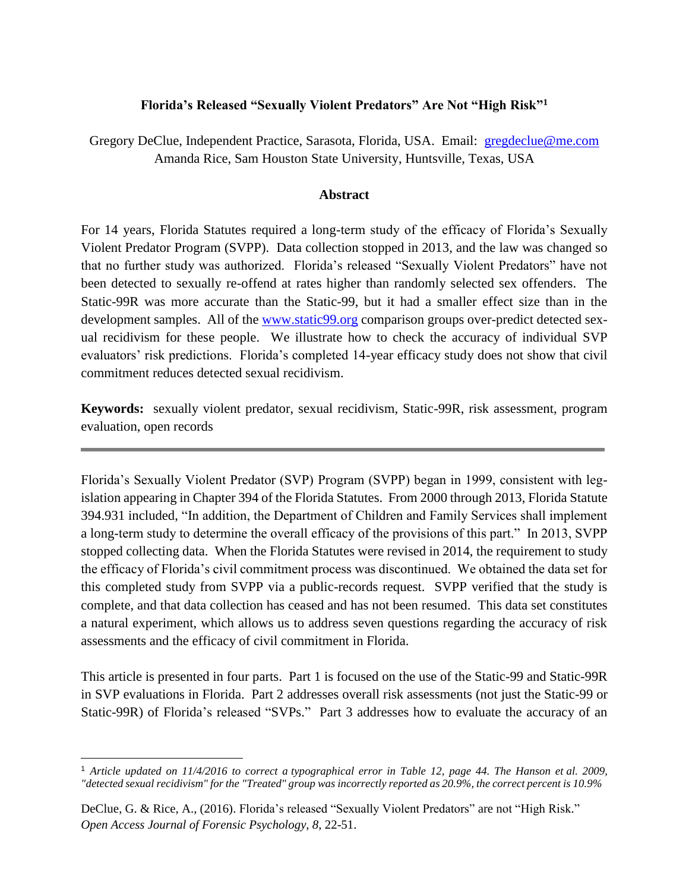# Florida's Released "Sexually Violent Predators" Are Not "High Risk"[1]

Gregory DeClue, Independent Practice, Sarasota, Florida, USA. Email: gregdeclue@me.com
Amanda Rice, Sam Houston State University, Huntsville, Texas, USA

## Abstract

For 14 years, Florida Statutes required a long-term study of the efficacy of Florida's Sexually Violent Predator Program (SVPP). Data collection stopped in 2013, and the law was changed so that no further study was authorized. Florida's released "Sexually Violent Predators" have not been detected to sexually re-offend at rates higher than randomly selected sex offenders. The Static-99R was more accurate than the Static-99, but it had a smaller effect size than in the development samples. All of the www.static99.org comparison groups over-predict detected sexual recidivism for these people. We illustrate how to check the accuracy of individual SVP evaluators' risk predictions. Florida's completed 14-year efficacy study does not show that civil commitment reduces detected sexual recidivism.

**Keywords:** sexually violent predator, sexual recidivism, Static-99R, risk assessment, program evaluation, open records

---

Florida's Sexually Violent Predator (SVP) Program (SVPP) began in 1999, consistent with legislation appearing in Chapter 394 of the Florida Statutes. From 2000 through 2013, Florida Statute 394.931 included, "In addition, the Department of Children and Family Services shall implement a long-term study to determine the overall efficacy of the provisions of this part." In 2013, SVPP stopped collecting data. When the Florida Statutes were revised in 2014, the requirement to study the efficacy of Florida's civil commitment process was discontinued. We obtained the data set for this completed study from SVPP via a public-records request. SVPP verified that the study is complete, and that data collection has ceased and has not been resumed. This data set constitutes a natural experiment, which allows us to address seven questions regarding the accuracy of risk assessments and the efficacy of civil commitment in Florida.

This article is presented in four parts. Part 1 is focused on the use of the Static-99 and Static-99R in SVP evaluations in Florida. Part 2 addresses overall risk assessments (not just the Static-99 or Static-99R) of Florida's released "SVPs." Part 3 addresses how to evaluate the accuracy of an

[1] *Article updated on 11/4/2016 to correct a typographical error in Table 12, page 44. The Hanson et al. 2009, "detected sexual recidivism" for the "Treated" group was incorrectly reported as 20.9%, the correct percent is 10.9%*

DeClue, G. & Rice, A., (2016). Florida's released "Sexually Violent Predators" are not "High Risk." *Open Access Journal of Forensic Psychology, 8,* 22-51.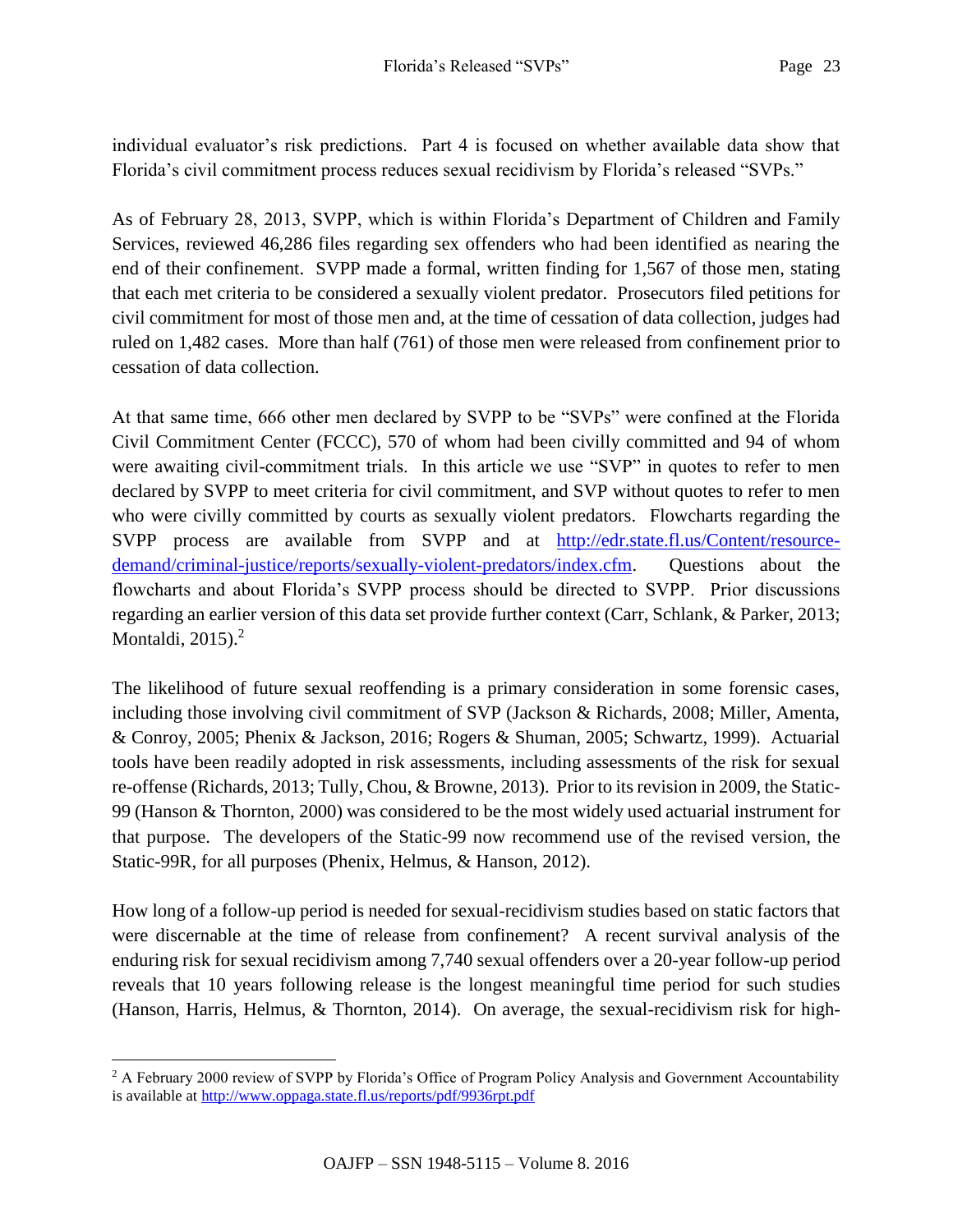individual evaluator's risk predictions. Part 4 is focused on whether available data show that Florida's civil commitment process reduces sexual recidivism by Florida's released "SVPs."

As of February 28, 2013, SVPP, which is within Florida's Department of Children and Family Services, reviewed 46,286 files regarding sex offenders who had been identified as nearing the end of their confinement. SVPP made a formal, written finding for 1,567 of those men, stating that each met criteria to be considered a sexually violent predator. Prosecutors filed petitions for civil commitment for most of those men and, at the time of cessation of data collection, judges had ruled on 1,482 cases. More than half (761) of those men were released from confinement prior to cessation of data collection.

At that same time, 666 other men declared by SVPP to be "SVPs" were confined at the Florida Civil Commitment Center (FCCC), 570 of whom had been civilly committed and 94 of whom were awaiting civil-commitment trials. In this article we use "SVP" in quotes to refer to men declared by SVPP to meet criteria for civil commitment, and SVP without quotes to refer to men who were civilly committed by courts as sexually violent predators. Flowcharts regarding the SVPP process are available from SVPP and at http://edr.state.fl.us/Content/resource-demand/criminal-justice/reports/sexually-violent-predators/index.cfm. Questions about the flowcharts and about Florida's SVPP process should be directed to SVPP. Prior discussions regarding an earlier version of this data set provide further context (Carr, Schlank, & Parker, 2013; Montaldi, 2015).[2]

The likelihood of future sexual reoffending is a primary consideration in some forensic cases, including those involving civil commitment of SVP (Jackson & Richards, 2008; Miller, Amenta, & Conroy, 2005; Phenix & Jackson, 2016; Rogers & Shuman, 2005; Schwartz, 1999). Actuarial tools have been readily adopted in risk assessments, including assessments of the risk for sexual re-offense (Richards, 2013; Tully, Chou, & Browne, 2013). Prior to its revision in 2009, the Static-99 (Hanson & Thornton, 2000) was considered to be the most widely used actuarial instrument for that purpose. The developers of the Static-99 now recommend use of the revised version, the Static-99R, for all purposes (Phenix, Helmus, & Hanson, 2012).

How long of a follow-up period is needed for sexual-recidivism studies based on static factors that were discernable at the time of release from confinement? A recent survival analysis of the enduring risk for sexual recidivism among 7,740 sexual offenders over a 20-year follow-up period reveals that 10 years following release is the longest meaningful time period for such studies (Hanson, Harris, Helmus, & Thornton, 2014). On average, the sexual-recidivism risk for high-

[2] A February 2000 review of SVPP by Florida's Office of Program Policy Analysis and Government Accountability is available at http://www.oppaga.state.fl.us/reports/pdf/9936rpt.pdf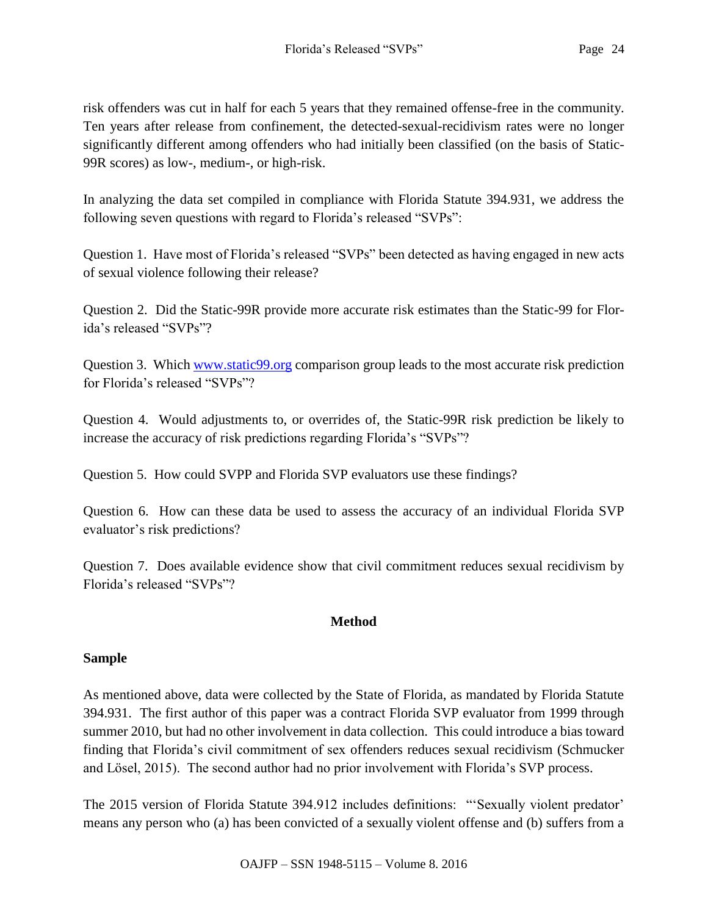risk offenders was cut in half for each 5 years that they remained offense-free in the community. Ten years after release from confinement, the detected-sexual-recidivism rates were no longer significantly different among offenders who had initially been classified (on the basis of Static-99R scores) as low-, medium-, or high-risk.

In analyzing the data set compiled in compliance with Florida Statute 394.931, we address the following seven questions with regard to Florida's released "SVPs":

Question 1. Have most of Florida's released "SVPs" been detected as having engaged in new acts of sexual violence following their release?

Question 2. Did the Static-99R provide more accurate risk estimates than the Static-99 for Florida's released "SVPs"?

Question 3. Which [www.static99.org](http://www.static99.org) comparison group leads to the most accurate risk prediction for Florida's released "SVPs"?

Question 4. Would adjustments to, or overrides of, the Static-99R risk prediction be likely to increase the accuracy of risk predictions regarding Florida's "SVPs"?

Question 5. How could SVPP and Florida SVP evaluators use these findings?

Question 6. How can these data be used to assess the accuracy of an individual Florida SVP evaluator's risk predictions?

Question 7. Does available evidence show that civil commitment reduces sexual recidivism by Florida's released "SVPs"?

## Method

### Sample

As mentioned above, data were collected by the State of Florida, as mandated by Florida Statute 394.931. The first author of this paper was a contract Florida SVP evaluator from 1999 through summer 2010, but had no other involvement in data collection. This could introduce a bias toward finding that Florida's civil commitment of sex offenders reduces sexual recidivism (Schmucker and Lösel, 2015). The second author had no prior involvement with Florida's SVP process.

The 2015 version of Florida Statute 394.912 includes definitions: "'Sexually violent predator' means any person who (a) has been convicted of a sexually violent offense and (b) suffers from a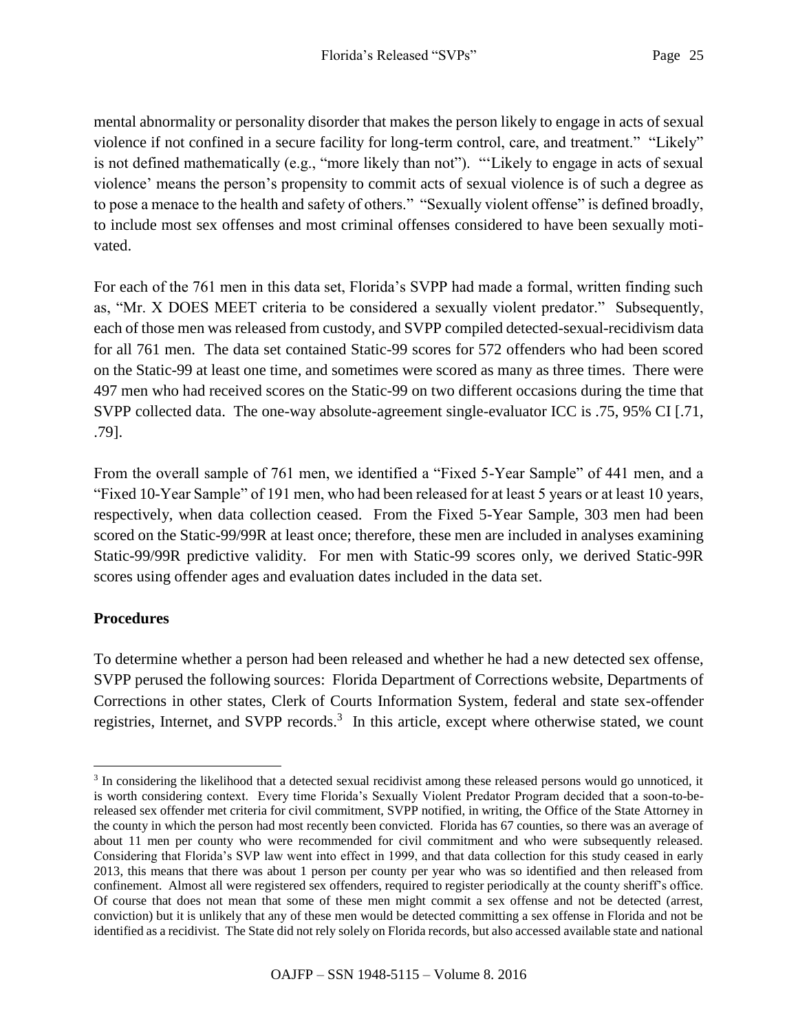mental abnormality or personality disorder that makes the person likely to engage in acts of sexual violence if not confined in a secure facility for long-term control, care, and treatment." "Likely" is not defined mathematically (e.g., "more likely than not"). "'Likely to engage in acts of sexual violence' means the person's propensity to commit acts of sexual violence is of such a degree as to pose a menace to the health and safety of others." "Sexually violent offense" is defined broadly, to include most sex offenses and most criminal offenses considered to have been sexually motivated.

For each of the 761 men in this data set, Florida's SVPP had made a formal, written finding such as, "Mr. X DOES MEET criteria to be considered a sexually violent predator." Subsequently, each of those men was released from custody, and SVPP compiled detected-sexual-recidivism data for all 761 men. The data set contained Static-99 scores for 572 offenders who had been scored on the Static-99 at least one time, and sometimes were scored as many as three times. There were 497 men who had received scores on the Static-99 on two different occasions during the time that SVPP collected data. The one-way absolute-agreement single-evaluator ICC is .75, 95% CI [.71, .79].

From the overall sample of 761 men, we identified a "Fixed 5-Year Sample" of 441 men, and a "Fixed 10-Year Sample" of 191 men, who had been released for at least 5 years or at least 10 years, respectively, when data collection ceased. From the Fixed 5-Year Sample, 303 men had been scored on the Static-99/99R at least once; therefore, these men are included in analyses examining Static-99/99R predictive validity. For men with Static-99 scores only, we derived Static-99R scores using offender ages and evaluation dates included in the data set.

**Procedures**

To determine whether a person had been released and whether he had a new detected sex offense, SVPP perused the following sources: Florida Department of Corrections website, Departments of Corrections in other states, Clerk of Courts Information System, federal and state sex-offender registries, Internet, and SVPP records.[3] In this article, except where otherwise stated, we count

[3] In considering the likelihood that a detected sexual recidivist among these released persons would go unnoticed, it is worth considering context. Every time Florida's Sexually Violent Predator Program decided that a soon-to-be-released sex offender met criteria for civil commitment, SVPP notified, in writing, the Office of the State Attorney in the county in which the person had most recently been convicted. Florida has 67 counties, so there was an average of about 11 men per county who were recommended for civil commitment and who were subsequently released. Considering that Florida's SVP law went into effect in 1999, and that data collection for this study ceased in early 2013, this means that there was about 1 person per county per year who was so identified and then released from confinement. Almost all were registered sex offenders, required to register periodically at the county sheriff's office. Of course that does not mean that some of these men might commit a sex offense and not be detected (arrest, conviction) but it is unlikely that any of these men would be detected committing a sex offense in Florida and not be identified as a recidivist. The State did not rely solely on Florida records, but also accessed available state and national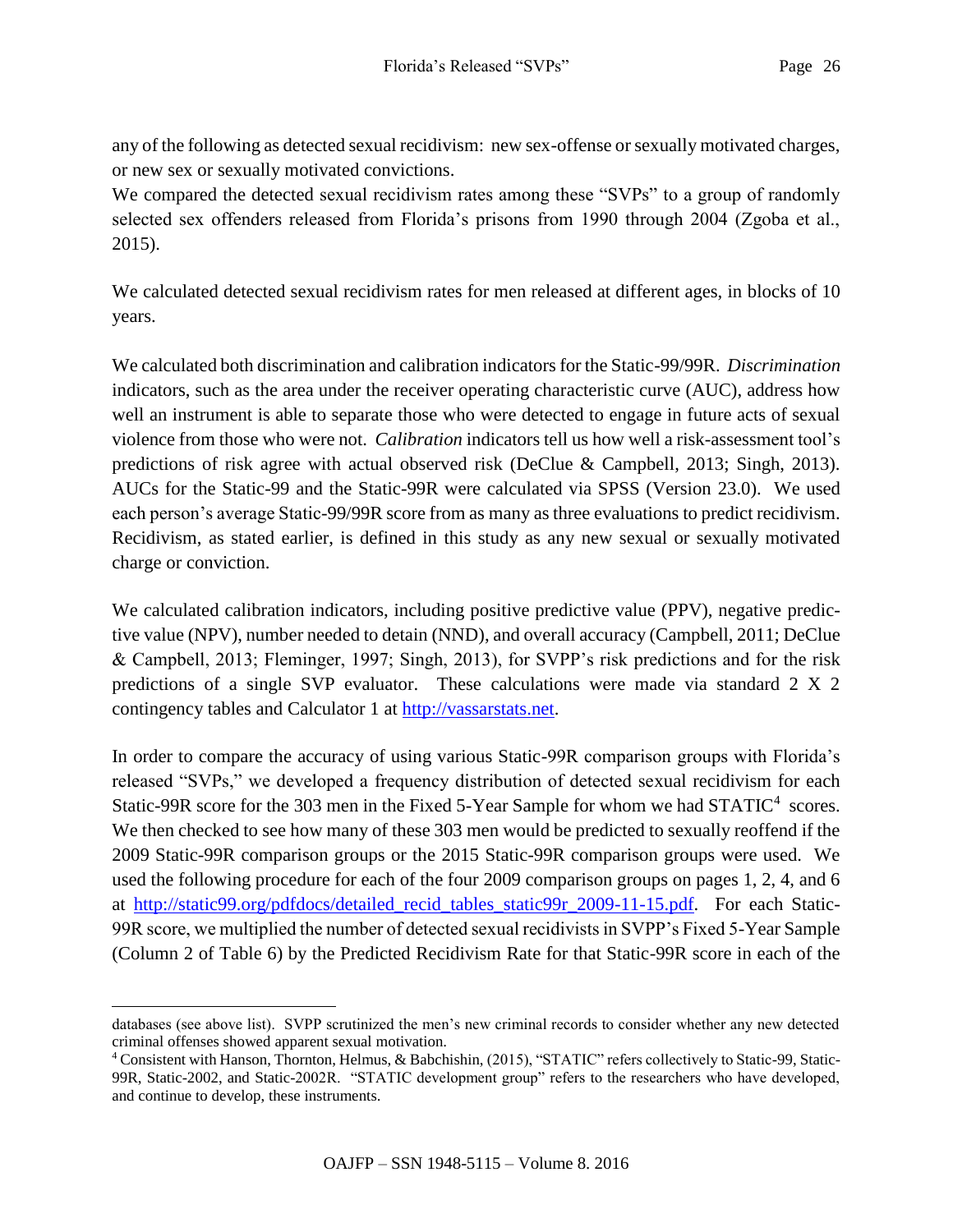any of the following as detected sexual recidivism: new sex-offense or sexually motivated charges, or new sex or sexually motivated convictions.

We compared the detected sexual recidivism rates among these "SVPs" to a group of randomly selected sex offenders released from Florida's prisons from 1990 through 2004 (Zgoba et al., 2015).

We calculated detected sexual recidivism rates for men released at different ages, in blocks of 10 years.

We calculated both discrimination and calibration indicators for the Static-99/99R. *Discrimination* indicators, such as the area under the receiver operating characteristic curve (AUC), address how well an instrument is able to separate those who were detected to engage in future acts of sexual violence from those who were not. *Calibration* indicators tell us how well a risk-assessment tool's predictions of risk agree with actual observed risk (DeClue & Campbell, 2013; Singh, 2013). AUCs for the Static-99 and the Static-99R were calculated via SPSS (Version 23.0). We used each person's average Static-99/99R score from as many as three evaluations to predict recidivism. Recidivism, as stated earlier, is defined in this study as any new sexual or sexually motivated charge or conviction.

We calculated calibration indicators, including positive predictive value (PPV), negative predictive value (NPV), number needed to detain (NND), and overall accuracy (Campbell, 2011; DeClue & Campbell, 2013; Fleminger, 1997; Singh, 2013), for SVPP's risk predictions and for the risk predictions of a single SVP evaluator. These calculations were made via standard 2 X 2 contingency tables and Calculator 1 at http://vassarstats.net.

In order to compare the accuracy of using various Static-99R comparison groups with Florida's released "SVPs," we developed a frequency distribution of detected sexual recidivism for each Static-99R score for the 303 men in the Fixed 5-Year Sample for whom we had STATIC[4] scores. We then checked to see how many of these 303 men would be predicted to sexually reoffend if the 2009 Static-99R comparison groups or the 2015 Static-99R comparison groups were used. We used the following procedure for each of the four 2009 comparison groups on pages 1, 2, 4, and 6 at http://static99.org/pdfdocs/detailed_recid_tables_static99r_2009-11-15.pdf. For each Static-99R score, we multiplied the number of detected sexual recidivists in SVPP's Fixed 5-Year Sample (Column 2 of Table 6) by the Predicted Recidivism Rate for that Static-99R score in each of the

---

databases (see above list). SVPP scrutinized the men's new criminal records to consider whether any new detected criminal offenses showed apparent sexual motivation.

[4] Consistent with Hanson, Thornton, Helmus, & Babchishin, (2015), "STATIC" refers collectively to Static-99, Static-99R, Static-2002, and Static-2002R. "STATIC development group" refers to the researchers who have developed, and continue to develop, these instruments.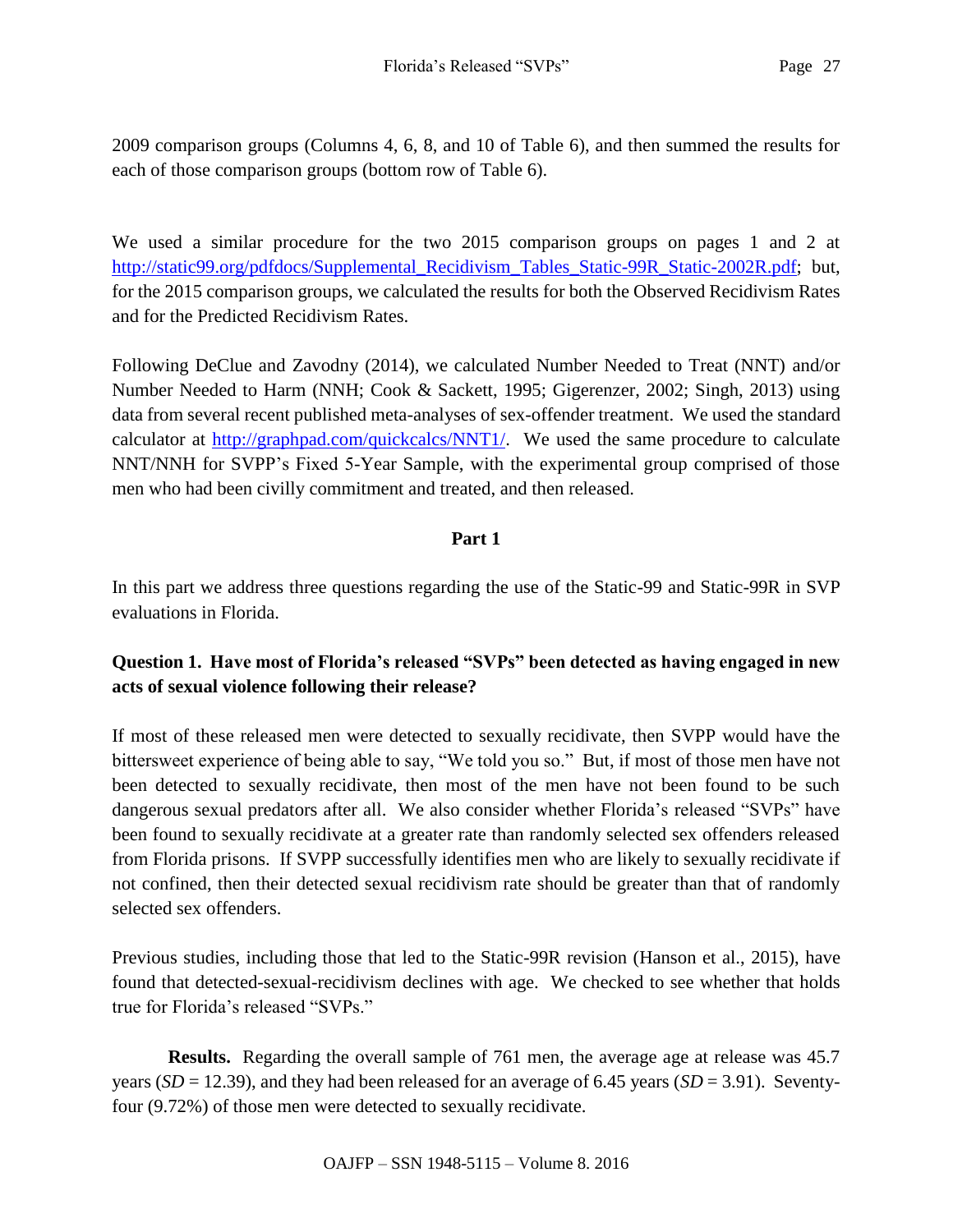2009 comparison groups (Columns 4, 6, 8, and 10 of Table 6), and then summed the results for each of those comparison groups (bottom row of Table 6).

We used a similar procedure for the two 2015 comparison groups on pages 1 and 2 at http://static99.org/pdfdocs/Supplemental_Recidivism_Tables_Static-99R_Static-2002R.pdf; but, for the 2015 comparison groups, we calculated the results for both the Observed Recidivism Rates and for the Predicted Recidivism Rates.

Following DeClue and Zavodny (2014), we calculated Number Needed to Treat (NNT) and/or Number Needed to Harm (NNH; Cook & Sackett, 1995; Gigerenzer, 2002; Singh, 2013) using data from several recent published meta-analyses of sex-offender treatment. We used the standard calculator at http://graphpad.com/quickcalcs/NNT1/. We used the same procedure to calculate NNT/NNH for SVPP's Fixed 5-Year Sample, with the experimental group comprised of those men who had been civilly commitment and treated, and then released.

## Part 1

In this part we address three questions regarding the use of the Static-99 and Static-99R in SVP evaluations in Florida.

### Question 1. Have most of Florida's released "SVPs" been detected as having engaged in new acts of sexual violence following their release?

If most of these released men were detected to sexually recidivate, then SVPP would have the bittersweet experience of being able to say, "We told you so." But, if most of those men have not been detected to sexually recidivate, then most of the men have not been found to be such dangerous sexual predators after all. We also consider whether Florida's released "SVPs" have been found to sexually recidivate at a greater rate than randomly selected sex offenders released from Florida prisons. If SVPP successfully identifies men who are likely to sexually recidivate if not confined, then their detected sexual recidivism rate should be greater than that of randomly selected sex offenders.

Previous studies, including those that led to the Static-99R revision (Hanson et al., 2015), have found that detected-sexual-recidivism declines with age. We checked to see whether that holds true for Florida's released "SVPs."

**Results.** Regarding the overall sample of 761 men, the average age at release was 45.7 years (*SD* = 12.39), and they had been released for an average of 6.45 years (*SD* = 3.91). Seventy-four (9.72%) of those men were detected to sexually recidivate.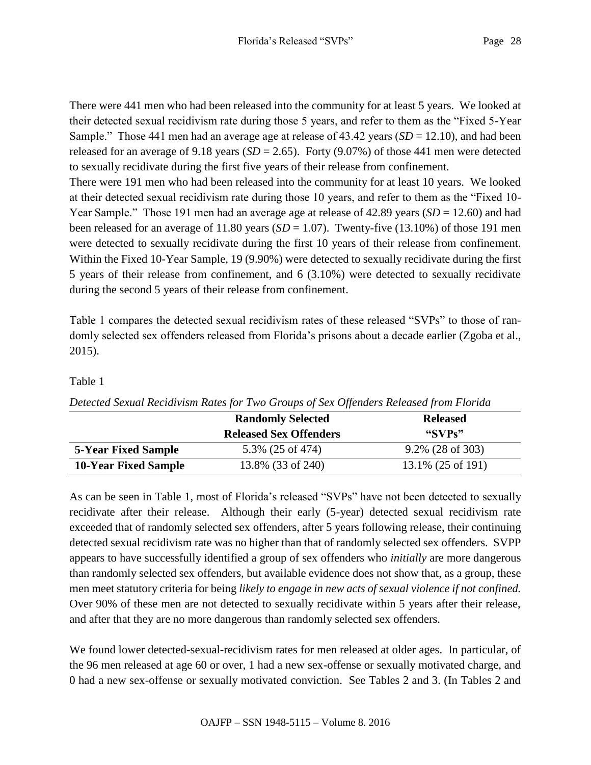There were 441 men who had been released into the community for at least 5 years. We looked at their detected sexual recidivism rate during those 5 years, and refer to them as the "Fixed 5-Year Sample." Those 441 men had an average age at release of 43.42 years (*SD* = 12.10), and had been released for an average of 9.18 years (*SD* = 2.65). Forty (9.07%) of those 441 men were detected to sexually recidivate during the first five years of their release from confinement.

There were 191 men who had been released into the community for at least 10 years. We looked at their detected sexual recidivism rate during those 10 years, and refer to them as the "Fixed 10-Year Sample." Those 191 men had an average age at release of 42.89 years (*SD* = 12.60) and had been released for an average of 11.80 years (*SD* = 1.07). Twenty-five (13.10%) of those 191 men were detected to sexually recidivate during the first 10 years of their release from confinement. Within the Fixed 10-Year Sample, 19 (9.90%) were detected to sexually recidivate during the first 5 years of their release from confinement, and 6 (3.10%) were detected to sexually recidivate during the second 5 years of their release from confinement.

Table 1 compares the detected sexual recidivism rates of these released "SVPs" to those of randomly selected sex offenders released from Florida's prisons about a decade earlier (Zgoba et al., 2015).

Table 1

*Detected Sexual Recidivism Rates for Two Groups of Sex Offenders Released from Florida*

| | Randomly Selected Released Sex Offenders | Released "SVPs" |
|---|---|---|
| **5-Year Fixed Sample** | 5.3% (25 of 474) | 9.2% (28 of 303) |
| **10-Year Fixed Sample** | 13.8% (33 of 240) | 13.1% (25 of 191) |

As can be seen in Table 1, most of Florida's released "SVPs" have not been detected to sexually recidivate after their release. Although their early (5-year) detected sexual recidivism rate exceeded that of randomly selected sex offenders, after 5 years following release, their continuing detected sexual recidivism rate was no higher than that of randomly selected sex offenders. SVPP appears to have successfully identified a group of sex offenders who *initially* are more dangerous than randomly selected sex offenders, but available evidence does not show that, as a group, these men meet statutory criteria for being *likely to engage in new acts of sexual violence if not confined.* Over 90% of these men are not detected to sexually recidivate within 5 years after their release, and after that they are no more dangerous than randomly selected sex offenders.

We found lower detected-sexual-recidivism rates for men released at older ages. In particular, of the 96 men released at age 60 or over, 1 had a new sex-offense or sexually motivated charge, and 0 had a new sex-offense or sexually motivated conviction. See Tables 2 and 3. (In Tables 2 and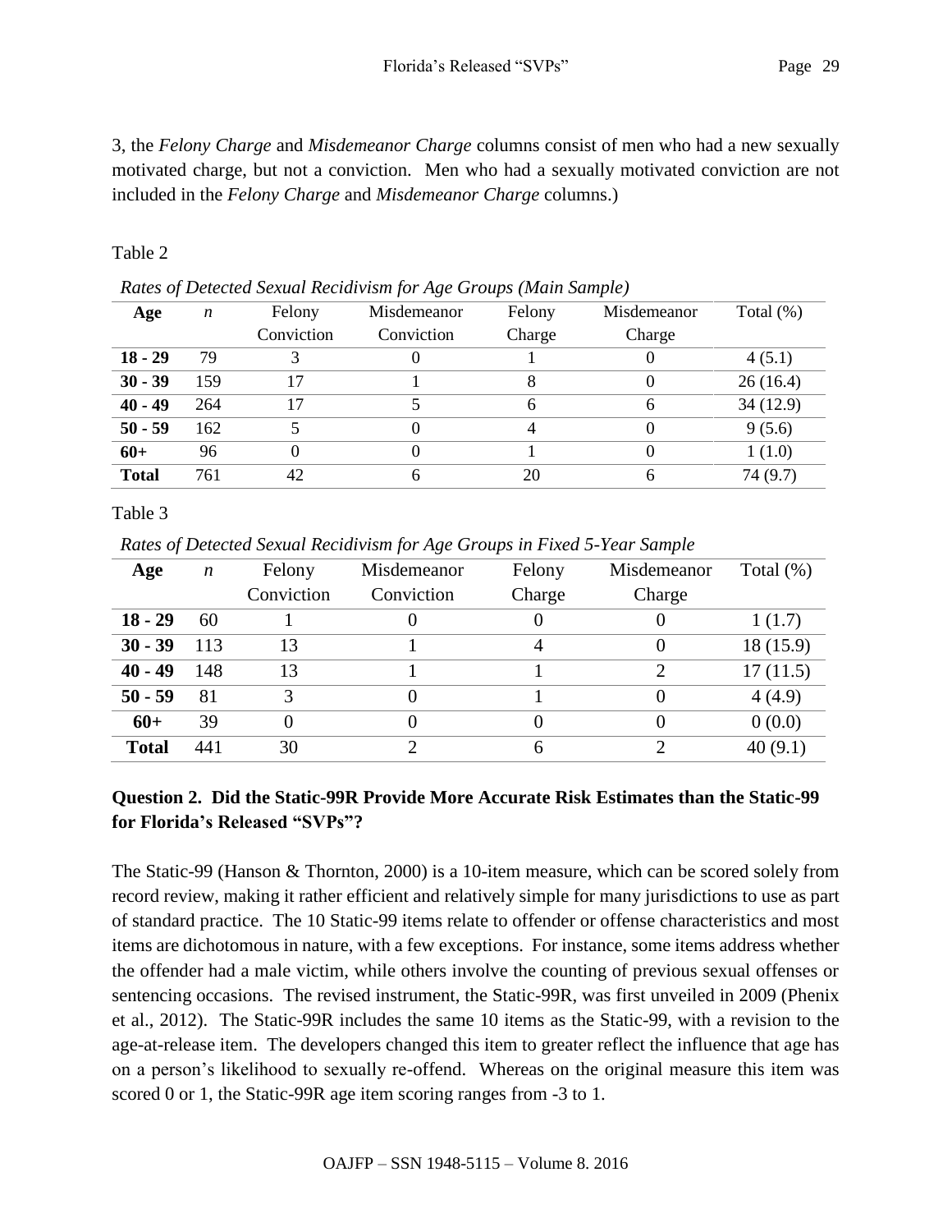3, the *Felony Charge* and *Misdemeanor Charge* columns consist of men who had a new sexually motivated charge, but not a conviction. Men who had a sexually motivated conviction are not included in the *Felony Charge* and *Misdemeanor Charge* columns.)

Table 2

*Rates of Detected Sexual Recidivism for Age Groups (Main Sample)*

| Age | *n* | Felony Conviction | Misdemeanor Conviction | Felony Charge | Misdemeanor Charge | Total (%) |
|---|---|---|---|---|---|---|
| **18 - 29** | 79 | 3 | 0 | 1 | 0 | 4 (5.1) |
| **30 - 39** | 159 | 17 | 1 | 8 | 0 | 26 (16.4) |
| **40 - 49** | 264 | 17 | 5 | 6 | 6 | 34 (12.9) |
| **50 - 59** | 162 | 5 | 0 | 4 | 0 | 9 (5.6) |
| **60+** | 96 | 0 | 0 | 1 | 0 | 1 (1.0) |
| **Total** | 761 | 42 | 6 | 20 | 6 | 74 (9.7) |

Table 3

*Rates of Detected Sexual Recidivism for Age Groups in Fixed 5-Year Sample*

| Age | *n* | Felony Conviction | Misdemeanor Conviction | Felony Charge | Misdemeanor Charge | Total (%) |
|---|---|---|---|---|---|---|
| **18 - 29** | 60 | 1 | 0 | 0 | 0 | 1 (1.7) |
| **30 - 39** | 113 | 13 | 1 | 4 | 0 | 18 (15.9) |
| **40 - 49** | 148 | 13 | 1 | 1 | 2 | 17 (11.5) |
| **50 - 59** | 81 | 3 | 0 | 1 | 0 | 4 (4.9) |
| **60+** | 39 | 0 | 0 | 0 | 0 | 0 (0.0) |
| **Total** | 441 | 30 | 2 | 6 | 2 | 40 (9.1) |

### Question 2. Did the Static-99R Provide More Accurate Risk Estimates than the Static-99 for Florida's Released "SVPs"?

The Static-99 (Hanson & Thornton, 2000) is a 10-item measure, which can be scored solely from record review, making it rather efficient and relatively simple for many jurisdictions to use as part of standard practice. The 10 Static-99 items relate to offender or offense characteristics and most items are dichotomous in nature, with a few exceptions. For instance, some items address whether the offender had a male victim, while others involve the counting of previous sexual offenses or sentencing occasions. The revised instrument, the Static-99R, was first unveiled in 2009 (Phenix et al., 2012). The Static-99R includes the same 10 items as the Static-99, with a revision to the age-at-release item. The developers changed this item to greater reflect the influence that age has on a person's likelihood to sexually re-offend. Whereas on the original measure this item was scored 0 or 1, the Static-99R age item scoring ranges from -3 to 1.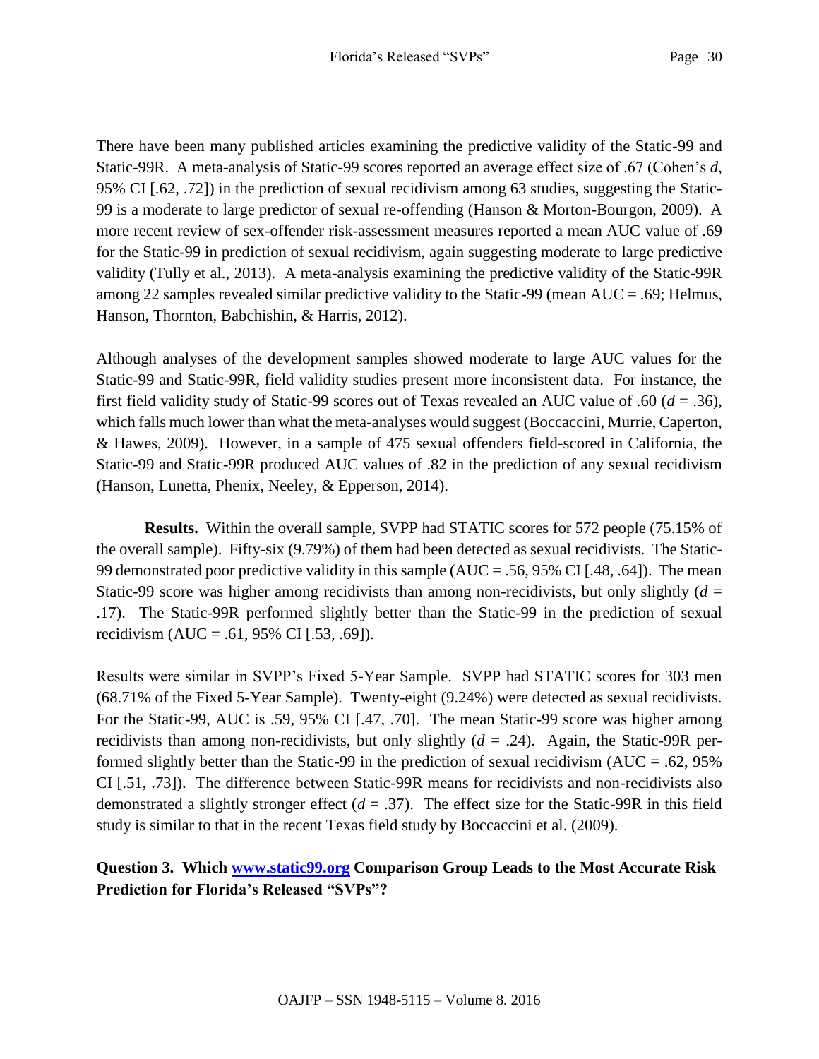There have been many published articles examining the predictive validity of the Static-99 and Static-99R. A meta-analysis of Static-99 scores reported an average effect size of .67 (Cohen's *d*, 95% CI [.62, .72]) in the prediction of sexual recidivism among 63 studies, suggesting the Static-99 is a moderate to large predictor of sexual re-offending (Hanson & Morton-Bourgon, 2009). A more recent review of sex-offender risk-assessment measures reported a mean AUC value of .69 for the Static-99 in prediction of sexual recidivism, again suggesting moderate to large predictive validity (Tully et al., 2013). A meta-analysis examining the predictive validity of the Static-99R among 22 samples revealed similar predictive validity to the Static-99 (mean AUC = .69; Helmus, Hanson, Thornton, Babchishin, & Harris, 2012).

Although analyses of the development samples showed moderate to large AUC values for the Static-99 and Static-99R, field validity studies present more inconsistent data. For instance, the first field validity study of Static-99 scores out of Texas revealed an AUC value of .60 (*d* = .36), which falls much lower than what the meta-analyses would suggest (Boccaccini, Murrie, Caperton, & Hawes, 2009). However, in a sample of 475 sexual offenders field-scored in California, the Static-99 and Static-99R produced AUC values of .82 in the prediction of any sexual recidivism (Hanson, Lunetta, Phenix, Neeley, & Epperson, 2014).

**Results.** Within the overall sample, SVPP had STATIC scores for 572 people (75.15% of the overall sample). Fifty-six (9.79%) of them had been detected as sexual recidivists. The Static-99 demonstrated poor predictive validity in this sample (AUC = .56, 95% CI [.48, .64]). The mean Static-99 score was higher among recidivists than among non-recidivists, but only slightly (*d* = .17). The Static-99R performed slightly better than the Static-99 in the prediction of sexual recidivism (AUC = .61, 95% CI [.53, .69]).

Results were similar in SVPP's Fixed 5-Year Sample. SVPP had STATIC scores for 303 men (68.71% of the Fixed 5-Year Sample). Twenty-eight (9.24%) were detected as sexual recidivists. For the Static-99, AUC is .59, 95% CI [.47, .70]. The mean Static-99 score was higher among recidivists than among non-recidivists, but only slightly (*d* = .24). Again, the Static-99R performed slightly better than the Static-99 in the prediction of sexual recidivism (AUC = .62, 95% CI [.51, .73]). The difference between Static-99R means for recidivists and non-recidivists also demonstrated a slightly stronger effect (*d* = .37). The effect size for the Static-99R in this field study is similar to that in the recent Texas field study by Boccaccini et al. (2009).

### Question 3. Which www.static99.org Comparison Group Leads to the Most Accurate Risk Prediction for Florida's Released "SVPs"?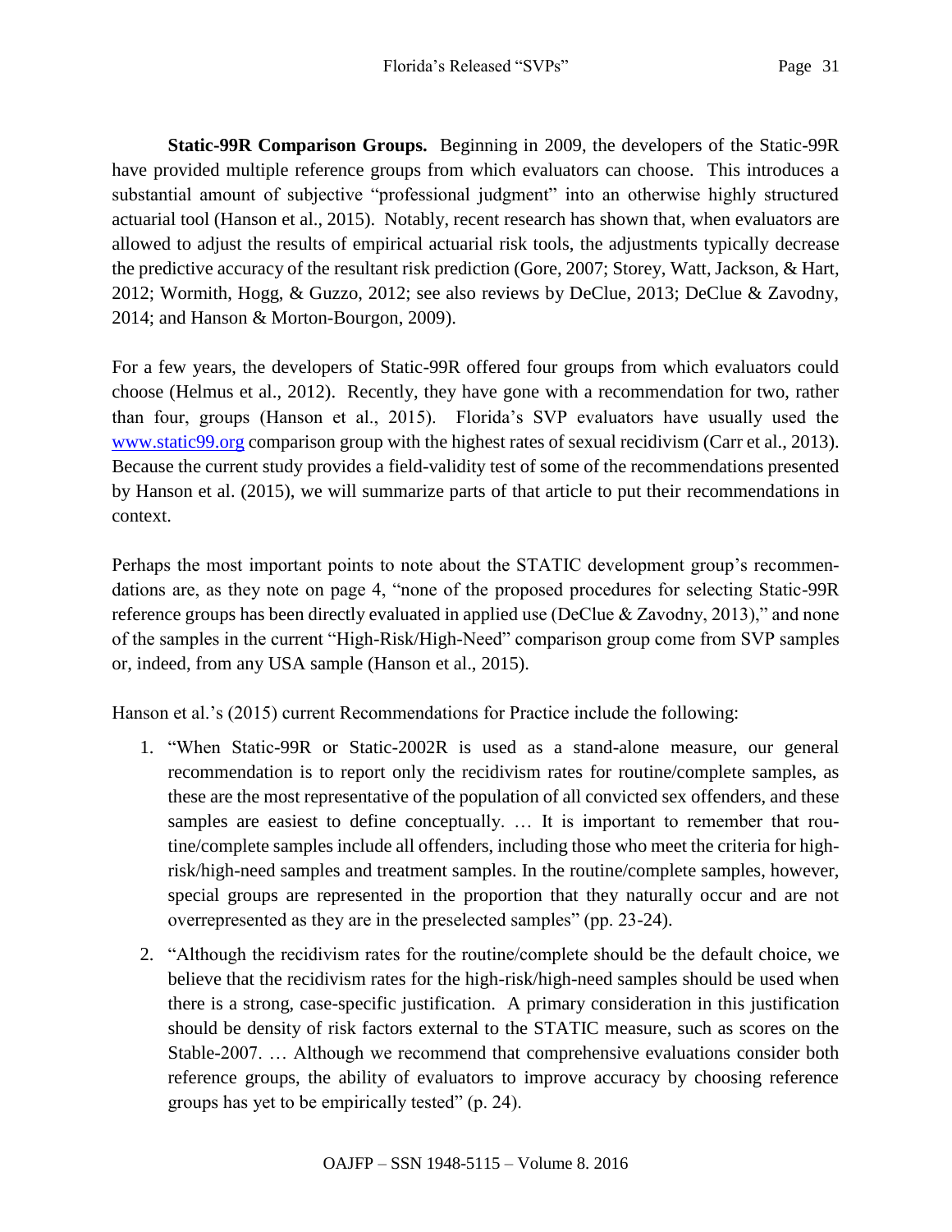**Static-99R Comparison Groups.** Beginning in 2009, the developers of the Static-99R have provided multiple reference groups from which evaluators can choose. This introduces a substantial amount of subjective "professional judgment" into an otherwise highly structured actuarial tool (Hanson et al., 2015). Notably, recent research has shown that, when evaluators are allowed to adjust the results of empirical actuarial risk tools, the adjustments typically decrease the predictive accuracy of the resultant risk prediction (Gore, 2007; Storey, Watt, Jackson, & Hart, 2012; Wormith, Hogg, & Guzzo, 2012; see also reviews by DeClue, 2013; DeClue & Zavodny, 2014; and Hanson & Morton-Bourgon, 2009).

For a few years, the developers of Static-99R offered four groups from which evaluators could choose (Helmus et al., 2012). Recently, they have gone with a recommendation for two, rather than four, groups (Hanson et al., 2015). Florida's SVP evaluators have usually used the [www.static99.org](http://www.static99.org) comparison group with the highest rates of sexual recidivism (Carr et al., 2013). Because the current study provides a field-validity test of some of the recommendations presented by Hanson et al. (2015), we will summarize parts of that article to put their recommendations in context.

Perhaps the most important points to note about the STATIC development group's recommendations are, as they note on page 4, "none of the proposed procedures for selecting Static-99R reference groups has been directly evaluated in applied use (DeClue & Zavodny, 2013)," and none of the samples in the current "High-Risk/High-Need" comparison group come from SVP samples or, indeed, from any USA sample (Hanson et al., 2015).

Hanson et al.'s (2015) current Recommendations for Practice include the following:

1. "When Static-99R or Static-2002R is used as a stand-alone measure, our general recommendation is to report only the recidivism rates for routine/complete samples, as these are the most representative of the population of all convicted sex offenders, and these samples are easiest to define conceptually. … It is important to remember that routine/complete samples include all offenders, including those who meet the criteria for high-risk/high-need samples and treatment samples. In the routine/complete samples, however, special groups are represented in the proportion that they naturally occur and are not overrepresented as they are in the preselected samples" (pp. 23-24).
2. "Although the recidivism rates for the routine/complete should be the default choice, we believe that the recidivism rates for the high-risk/high-need samples should be used when there is a strong, case-specific justification. A primary consideration in this justification should be density of risk factors external to the STATIC measure, such as scores on the Stable-2007. … Although we recommend that comprehensive evaluations consider both reference groups, the ability of evaluators to improve accuracy by choosing reference groups has yet to be empirically tested" (p. 24).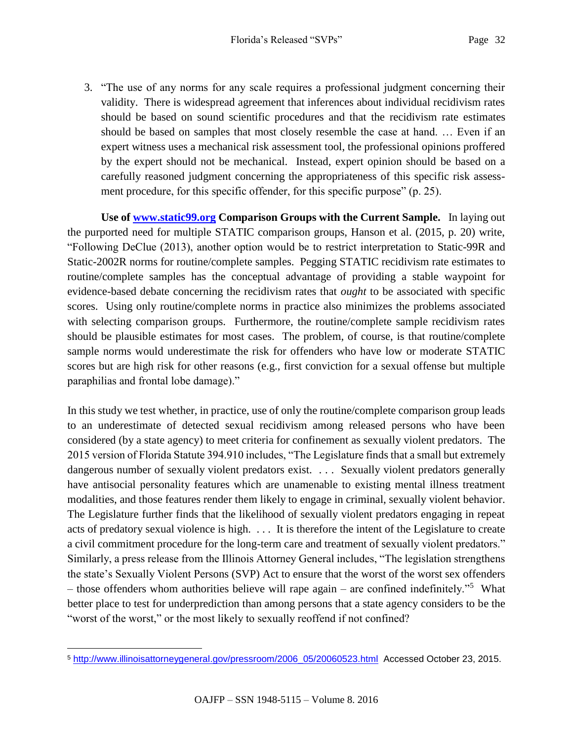3. "The use of any norms for any scale requires a professional judgment concerning their validity. There is widespread agreement that inferences about individual recidivism rates should be based on sound scientific procedures and that the recidivism rate estimates should be based on samples that most closely resemble the case at hand. … Even if an expert witness uses a mechanical risk assessment tool, the professional opinions proffered by the expert should not be mechanical. Instead, expert opinion should be based on a carefully reasoned judgment concerning the appropriateness of this specific risk assessment procedure, for this specific offender, for this specific purpose" (p. 25).

**Use of [www.static99.org](http://www.static99.org) Comparison Groups with the Current Sample.** In laying out the purported need for multiple STATIC comparison groups, Hanson et al. (2015, p. 20) write, "Following DeClue (2013), another option would be to restrict interpretation to Static-99R and Static-2002R norms for routine/complete samples. Pegging STATIC recidivism rate estimates to routine/complete samples has the conceptual advantage of providing a stable waypoint for evidence-based debate concerning the recidivism rates that *ought* to be associated with specific scores. Using only routine/complete norms in practice also minimizes the problems associated with selecting comparison groups. Furthermore, the routine/complete sample recidivism rates should be plausible estimates for most cases. The problem, of course, is that routine/complete sample norms would underestimate the risk for offenders who have low or moderate STATIC scores but are high risk for other reasons (e.g., first conviction for a sexual offense but multiple paraphilias and frontal lobe damage)."

In this study we test whether, in practice, use of only the routine/complete comparison group leads to an underestimate of detected sexual recidivism among released persons who have been considered (by a state agency) to meet criteria for confinement as sexually violent predators. The 2015 version of Florida Statute 394.910 includes, "The Legislature finds that a small but extremely dangerous number of sexually violent predators exist. . . . Sexually violent predators generally have antisocial personality features which are unamenable to existing mental illness treatment modalities, and those features render them likely to engage in criminal, sexually violent behavior. The Legislature further finds that the likelihood of sexually violent predators engaging in repeat acts of predatory sexual violence is high. . . . It is therefore the intent of the Legislature to create a civil commitment procedure for the long-term care and treatment of sexually violent predators." Similarly, a press release from the Illinois Attorney General includes, "The legislation strengthens the state's Sexually Violent Persons (SVP) Act to ensure that the worst of the worst sex offenders – those offenders whom authorities believe will rape again – are confined indefinitely."[5] What better place to test for underprediction than among persons that a state agency considers to be the "worst of the worst," or the most likely to sexually reoffend if not confined?

---

[5] [http://www.illinoisattorneygeneral.gov/pressroom/2006_05/20060523.html](http://www.illinoisattorneygeneral.gov/pressroom/2006_05/20060523.html) Accessed October 23, 2015.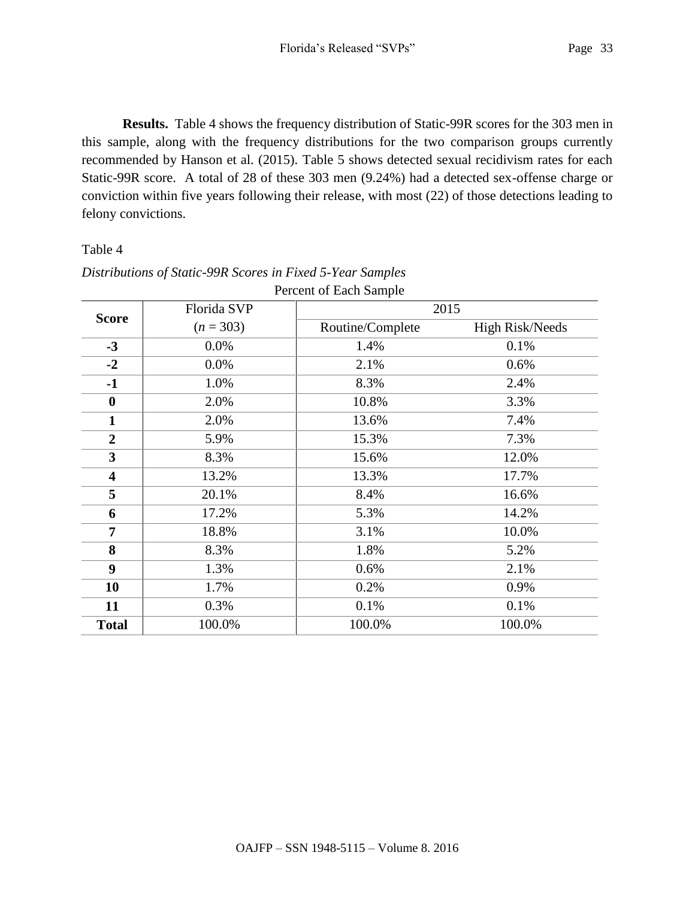**Results.** Table 4 shows the frequency distribution of Static-99R scores for the 303 men in this sample, along with the frequency distributions for the two comparison groups currently recommended by Hanson et al. (2015). Table 5 shows detected sexual recidivism rates for each Static-99R score. A total of 28 of these 303 men (9.24%) had a detected sex-offense charge or conviction within five years following their release, with most (22) of those detections leading to felony convictions.

Table 4

*Distributions of Static-99R Scores in Fixed 5-Year Samples*

| | Percent of Each Sample | | |
|---|---|---|---|
| **Score** | Florida SVP ($n$ = 303) | 2015 | |
| | | Routine/Complete | High Risk/Needs |
| **-3** | 0.0% | 1.4% | 0.1% |
| **-2** | 0.0% | 2.1% | 0.6% |
| **-1** | 1.0% | 8.3% | 2.4% |
| **0** | 2.0% | 10.8% | 3.3% |
| **1** | 2.0% | 13.6% | 7.4% |
| **2** | 5.9% | 15.3% | 7.3% |
| **3** | 8.3% | 15.6% | 12.0% |
| **4** | 13.2% | 13.3% | 17.7% |
| **5** | 20.1% | 8.4% | 16.6% |
| **6** | 17.2% | 5.3% | 14.2% |
| **7** | 18.8% | 3.1% | 10.0% |
| **8** | 8.3% | 1.8% | 5.2% |
| **9** | 1.3% | 0.6% | 2.1% |
| **10** | 1.7% | 0.2% | 0.9% |
| **11** | 0.3% | 0.1% | 0.1% |
| **Total** | 100.0% | 100.0% | 100.0% |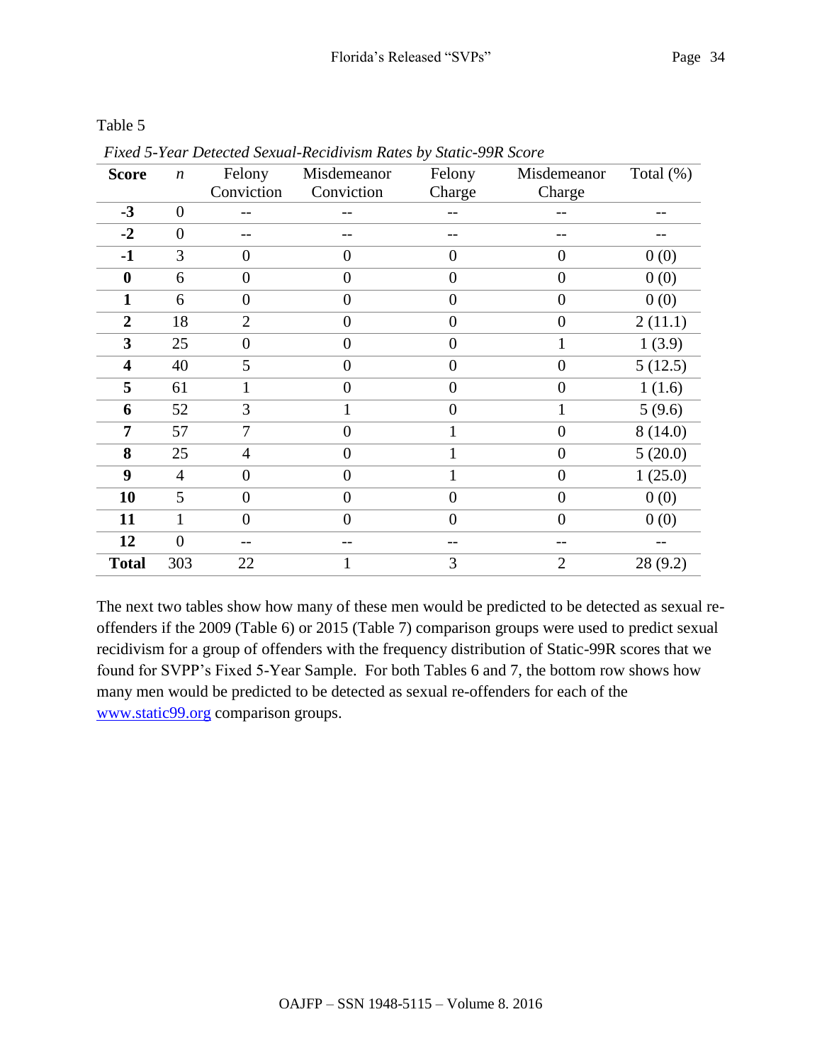Table 5

*Fixed 5-Year Detected Sexual-Recidivism Rates by Static-99R Score*

| **Score** | *n* | Felony Conviction | Misdemeanor Conviction | Felony Charge | Misdemeanor Charge | Total (%) |
|---|---|---|---|---|---|---|
| **-3** | 0 | -- | -- | -- | -- | -- |
| **-2** | 0 | -- | -- | -- | -- | -- |
| **-1** | 3 | 0 | 0 | 0 | 0 | 0 (0) |
| **0** | 6 | 0 | 0 | 0 | 0 | 0 (0) |
| **1** | 6 | 0 | 0 | 0 | 0 | 0 (0) |
| **2** | 18 | 2 | 0 | 0 | 0 | 2 (11.1) |
| **3** | 25 | 0 | 0 | 0 | 1 | 1 (3.9) |
| **4** | 40 | 5 | 0 | 0 | 0 | 5 (12.5) |
| **5** | 61 | 1 | 0 | 0 | 0 | 1 (1.6) |
| **6** | 52 | 3 | 1 | 0 | 1 | 5 (9.6) |
| **7** | 57 | 7 | 0 | 1 | 0 | 8 (14.0) |
| **8** | 25 | 4 | 0 | 1 | 0 | 5 (20.0) |
| **9** | 4 | 0 | 0 | 1 | 0 | 1 (25.0) |
| **10** | 5 | 0 | 0 | 0 | 0 | 0 (0) |
| **11** | 1 | 0 | 0 | 0 | 0 | 0 (0) |
| **12** | 0 | -- | -- | -- | -- | -- |
| **Total** | 303 | 22 | 1 | 3 | 2 | 28 (9.2) |

The next two tables show how many of these men would be predicted to be detected as sexual re-offenders if the 2009 (Table 6) or 2015 (Table 7) comparison groups were used to predict sexual recidivism for a group of offenders with the frequency distribution of Static-99R scores that we found for SVPP's Fixed 5-Year Sample. For both Tables 6 and 7, the bottom row shows how many men would be predicted to be detected as sexual re-offenders for each of the www.static99.org comparison groups.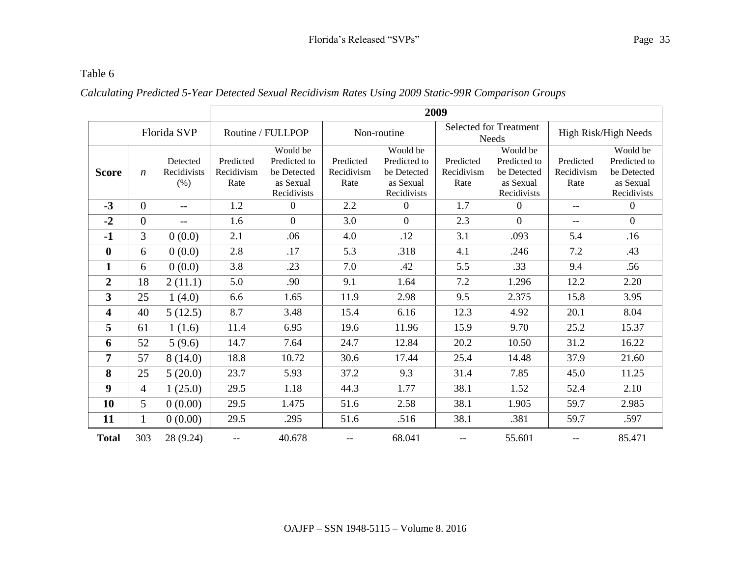Table 6

*Calculating Predicted 5-Year Detected Sexual Recidivism Rates Using 2009 Static-99R Comparison Groups*

| Florida SVP | | | 2009 | | | | | | | |
|---|---|---|---|---|---|---|---|---|---|---|
| | | | Routine / FULLPOP | | Non-routine | | Selected for Treatment Needs | | High Risk/High Needs | |
| **Score** | *n* | Detected Recidivists (%) | Predicted Recidivism Rate | Would be Predicted to be Detected as Sexual Recidivists | Predicted Recidivism Rate | Would be Predicted to be Detected as Sexual Recidivists | Predicted Recidivism Rate | Would be Predicted to be Detected as Sexual Recidivists | Predicted Recidivism Rate | Would be Predicted to be Detected as Sexual Recidivists |
| **-3** | 0 | -- | 1.2 | 0 | 2.2 | 0 | 1.7 | 0 | -- | 0 |
| **-2** | 0 | -- | 1.6 | 0 | 3.0 | 0 | 2.3 | 0 | -- | 0 |
| **-1** | 3 | 0 (0.0) | 2.1 | .06 | 4.0 | .12 | 3.1 | .093 | 5.4 | .16 |
| **0** | 6 | 0 (0.0) | 2.8 | .17 | 5.3 | .318 | 4.1 | .246 | 7.2 | .43 |
| **1** | 6 | 0 (0.0) | 3.8 | .23 | 7.0 | .42 | 5.5 | .33 | 9.4 | .56 |
| **2** | 18 | 2 (11.1) | 5.0 | .90 | 9.1 | 1.64 | 7.2 | 1.296 | 12.2 | 2.20 |
| **3** | 25 | 1 (4.0) | 6.6 | 1.65 | 11.9 | 2.98 | 9.5 | 2.375 | 15.8 | 3.95 |
| **4** | 40 | 5 (12.5) | 8.7 | 3.48 | 15.4 | 6.16 | 12.3 | 4.92 | 20.1 | 8.04 |
| **5** | 61 | 1 (1.6) | 11.4 | 6.95 | 19.6 | 11.96 | 15.9 | 9.70 | 25.2 | 15.37 |
| **6** | 52 | 5 (9.6) | 14.7 | 7.64 | 24.7 | 12.84 | 20.2 | 10.50 | 31.2 | 16.22 |
| **7** | 57 | 8 (14.0) | 18.8 | 10.72 | 30.6 | 17.44 | 25.4 | 14.48 | 37.9 | 21.60 |
| **8** | 25 | 5 (20.0) | 23.7 | 5.93 | 37.2 | 9.3 | 31.4 | 7.85 | 45.0 | 11.25 |
| **9** | 4 | 1 (25.0) | 29.5 | 1.18 | 44.3 | 1.77 | 38.1 | 1.52 | 52.4 | 2.10 |
| **10** | 5 | 0 (0.00) | 29.5 | 1.475 | 51.6 | 2.58 | 38.1 | 1.905 | 59.7 | 2.985 |
| **11** | 1 | 0 (0.00) | 29.5 | .295 | 51.6 | .516 | 38.1 | .381 | 59.7 | .597 |
| **Total** | 303 | 28 (9.24) | -- | 40.678 | -- | 68.041 | -- | 55.601 | -- | 85.471 |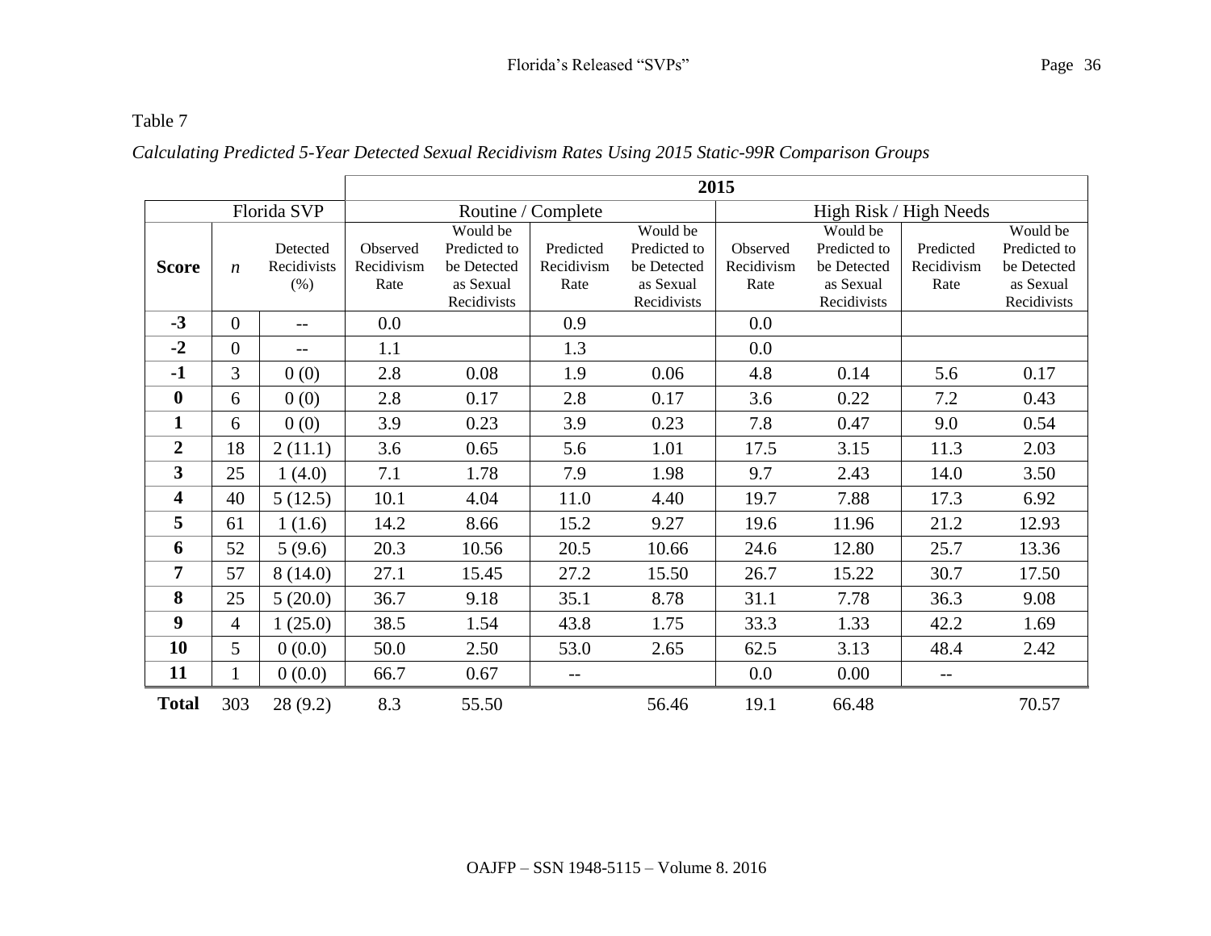Table 7

*Calculating Predicted 5-Year Detected Sexual Recidivism Rates Using 2015 Static-99R Comparison Groups*

| | | | 2015 | | | | | | | |
|---|---|---|---|---|---|---|---|---|---|---|
| Florida SVP | | | Routine / Complete | | | | High Risk / High Needs | | | |
| **Score** | *n* | Detected Recidivists (%) | Observed Recidivism Rate | Would be Predicted to be Detected as Sexual Recidivists | Predicted Recidivism Rate | Would be Predicted to be Detected as Sexual Recidivists | Observed Recidivism Rate | Would be Predicted to be Detected as Sexual Recidivists | Predicted Recidivism Rate | Would be Predicted to be Detected as Sexual Recidivists |
| **-3** | 0 | -- | 0.0 | | 0.9 | | 0.0 | | | |
| **-2** | 0 | -- | 1.1 | | 1.3 | | 0.0 | | | |
| **-1** | 3 | 0 (0) | 2.8 | 0.08 | 1.9 | 0.06 | 4.8 | 0.14 | 5.6 | 0.17 |
| **0** | 6 | 0 (0) | 2.8 | 0.17 | 2.8 | 0.17 | 3.6 | 0.22 | 7.2 | 0.43 |
| **1** | 6 | 0 (0) | 3.9 | 0.23 | 3.9 | 0.23 | 7.8 | 0.47 | 9.0 | 0.54 |
| **2** | 18 | 2 (11.1) | 3.6 | 0.65 | 5.6 | 1.01 | 17.5 | 3.15 | 11.3 | 2.03 |
| **3** | 25 | 1 (4.0) | 7.1 | 1.78 | 7.9 | 1.98 | 9.7 | 2.43 | 14.0 | 3.50 |
| **4** | 40 | 5 (12.5) | 10.1 | 4.04 | 11.0 | 4.40 | 19.7 | 7.88 | 17.3 | 6.92 |
| **5** | 61 | 1 (1.6) | 14.2 | 8.66 | 15.2 | 9.27 | 19.6 | 11.96 | 21.2 | 12.93 |
| **6** | 52 | 5 (9.6) | 20.3 | 10.56 | 20.5 | 10.66 | 24.6 | 12.80 | 25.7 | 13.36 |
| **7** | 57 | 8 (14.0) | 27.1 | 15.45 | 27.2 | 15.50 | 26.7 | 15.22 | 30.7 | 17.50 |
| **8** | 25 | 5 (20.0) | 36.7 | 9.18 | 35.1 | 8.78 | 31.1 | 7.78 | 36.3 | 9.08 |
| **9** | 4 | 1 (25.0) | 38.5 | 1.54 | 43.8 | 1.75 | 33.3 | 1.33 | 42.2 | 1.69 |
| **10** | 5 | 0 (0.0) | 50.0 | 2.50 | 53.0 | 2.65 | 62.5 | 3.13 | 48.4 | 2.42 |
| **11** | 1 | 0 (0.0) | 66.7 | 0.67 | -- | | 0.0 | 0.00 | -- | |
| **Total** | 303 | 28 (9.2) | 8.3 | 55.50 | | 56.46 | 19.1 | 66.48 | | 70.57 |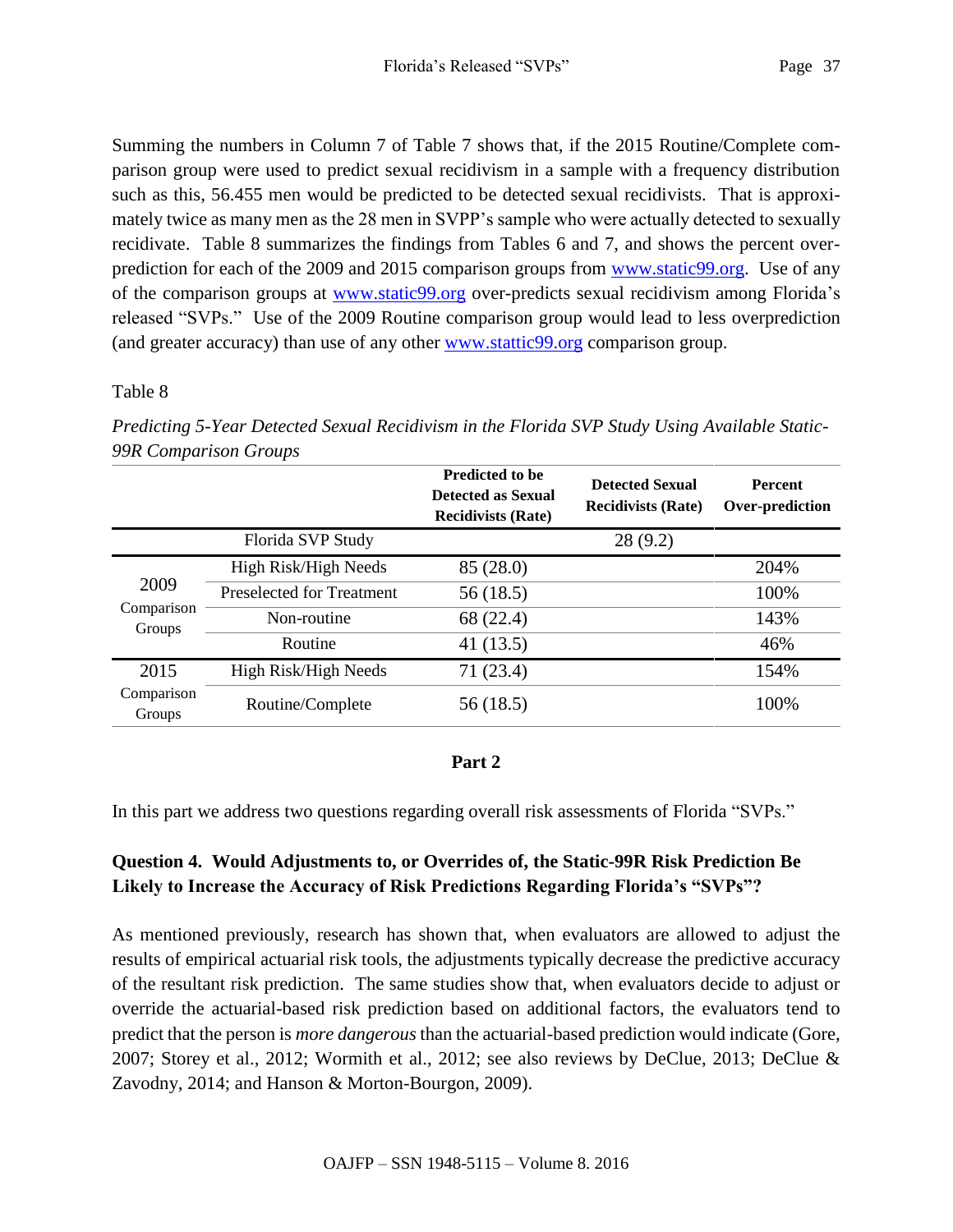Summing the numbers in Column 7 of Table 7 shows that, if the 2015 Routine/Complete comparison group were used to predict sexual recidivism in a sample with a frequency distribution such as this, 56.455 men would be predicted to be detected sexual recidivists. That is approximately twice as many men as the 28 men in SVPP's sample who were actually detected to sexually recidivate. Table 8 summarizes the findings from Tables 6 and 7, and shows the percent over-prediction for each of the 2009 and 2015 comparison groups from www.static99.org. Use of any of the comparison groups at www.static99.org over-predicts sexual recidivism among Florida's released "SVPs." Use of the 2009 Routine comparison group would lead to less overprediction (and greater accuracy) than use of any other www.stattic99.org comparison group.

Table 8

*Predicting 5-Year Detected Sexual Recidivism in the Florida SVP Study Using Available Static-99R Comparison Groups*

| | | Predicted to be Detected as Sexual Recidivists (Rate) | Detected Sexual Recidivists (Rate) | Percent Over-prediction |
|---|---|---|---|---|
| | Florida SVP Study | | 28 (9.2) | |
| 2009 Comparison Groups | High Risk/High Needs | 85 (28.0) | | 204% |
| | Preselected for Treatment | 56 (18.5) | | 100% |
| | Non-routine | 68 (22.4) | | 143% |
| | Routine | 41 (13.5) | | 46% |
| 2015 Comparison Groups | High Risk/High Needs | 71 (23.4) | | 154% |
| | Routine/Complete | 56 (18.5) | | 100% |

## Part 2

In this part we address two questions regarding overall risk assessments of Florida "SVPs."

### Question 4. Would Adjustments to, or Overrides of, the Static-99R Risk Prediction Be Likely to Increase the Accuracy of Risk Predictions Regarding Florida's "SVPs"?

As mentioned previously, research has shown that, when evaluators are allowed to adjust the results of empirical actuarial risk tools, the adjustments typically decrease the predictive accuracy of the resultant risk prediction. The same studies show that, when evaluators decide to adjust or override the actuarial-based risk prediction based on additional factors, the evaluators tend to predict that the person is *more dangerous* than the actuarial-based prediction would indicate (Gore, 2007; Storey et al., 2012; Wormith et al., 2012; see also reviews by DeClue, 2013; DeClue & Zavodny, 2014; and Hanson & Morton-Bourgon, 2009).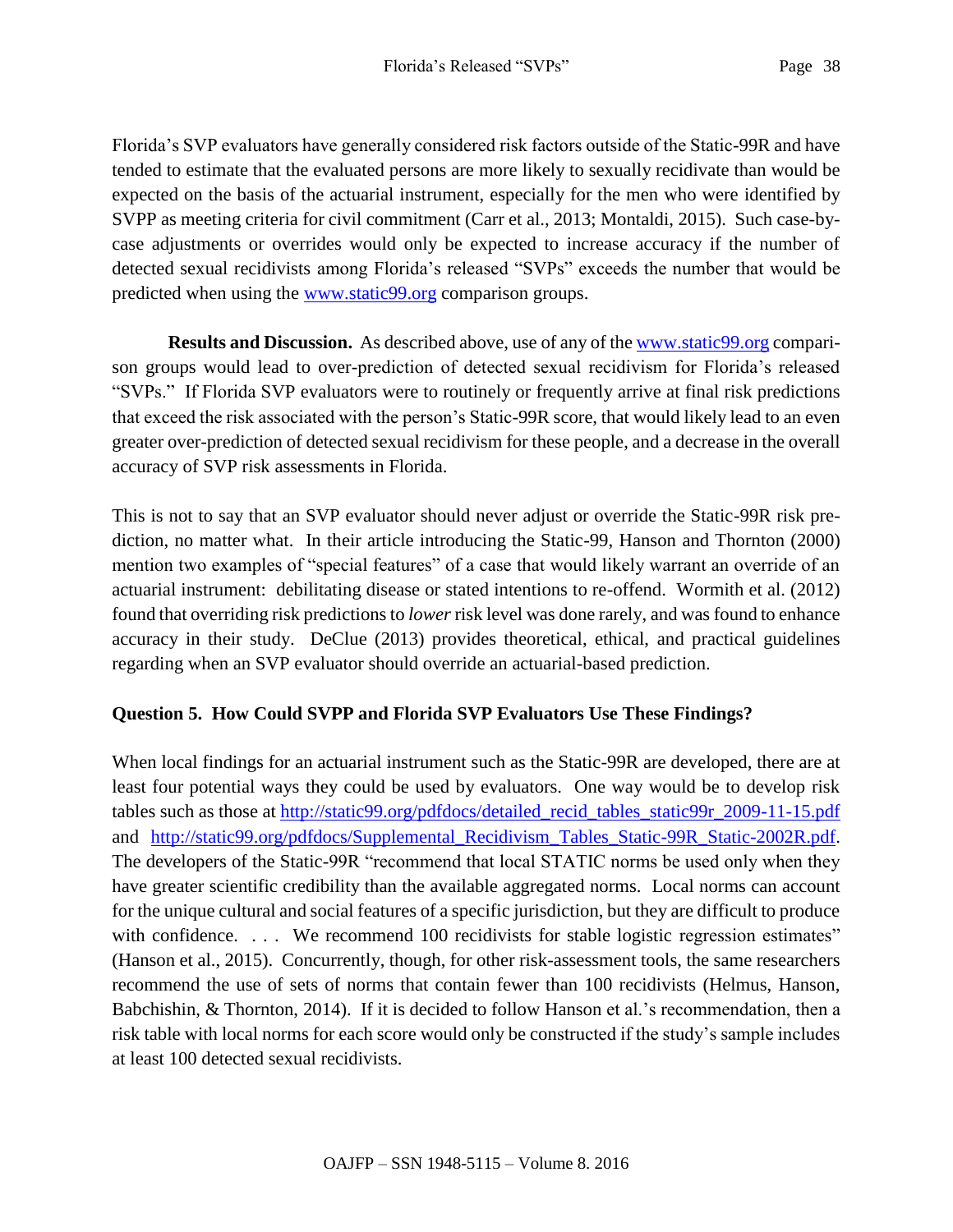Florida's SVP evaluators have generally considered risk factors outside of the Static-99R and have tended to estimate that the evaluated persons are more likely to sexually recidivate than would be expected on the basis of the actuarial instrument, especially for the men who were identified by SVPP as meeting criteria for civil commitment (Carr et al., 2013; Montaldi, 2015). Such case-by-case adjustments or overrides would only be expected to increase accuracy if the number of detected sexual recidivists among Florida's released "SVPs" exceeds the number that would be predicted when using the www.static99.org comparison groups.

**Results and Discussion.** As described above, use of any of the www.static99.org comparison groups would lead to over-prediction of detected sexual recidivism for Florida's released "SVPs." If Florida SVP evaluators were to routinely or frequently arrive at final risk predictions that exceed the risk associated with the person's Static-99R score, that would likely lead to an even greater over-prediction of detected sexual recidivism for these people, and a decrease in the overall accuracy of SVP risk assessments in Florida.

This is not to say that an SVP evaluator should never adjust or override the Static-99R risk prediction, no matter what. In their article introducing the Static-99, Hanson and Thornton (2000) mention two examples of "special features" of a case that would likely warrant an override of an actuarial instrument: debilitating disease or stated intentions to re-offend. Wormith et al. (2012) found that overriding risk predictions to *lower* risk level was done rarely, and was found to enhance accuracy in their study. DeClue (2013) provides theoretical, ethical, and practical guidelines regarding when an SVP evaluator should override an actuarial-based prediction.

### Question 5. How Could SVPP and Florida SVP Evaluators Use These Findings?

When local findings for an actuarial instrument such as the Static-99R are developed, there are at least four potential ways they could be used by evaluators. One way would be to develop risk tables such as those at http://static99.org/pdfdocs/detailed_recid_tables_static99r_2009-11-15.pdf and http://static99.org/pdfdocs/Supplemental_Recidivism_Tables_Static-99R_Static-2002R.pdf. The developers of the Static-99R "recommend that local STATIC norms be used only when they have greater scientific credibility than the available aggregated norms. Local norms can account for the unique cultural and social features of a specific jurisdiction, but they are difficult to produce with confidence. . . . We recommend 100 recidivists for stable logistic regression estimates" (Hanson et al., 2015). Concurrently, though, for other risk-assessment tools, the same researchers recommend the use of sets of norms that contain fewer than 100 recidivists (Helmus, Hanson, Babchishin, & Thornton, 2014). If it is decided to follow Hanson et al.'s recommendation, then a risk table with local norms for each score would only be constructed if the study's sample includes at least 100 detected sexual recidivists.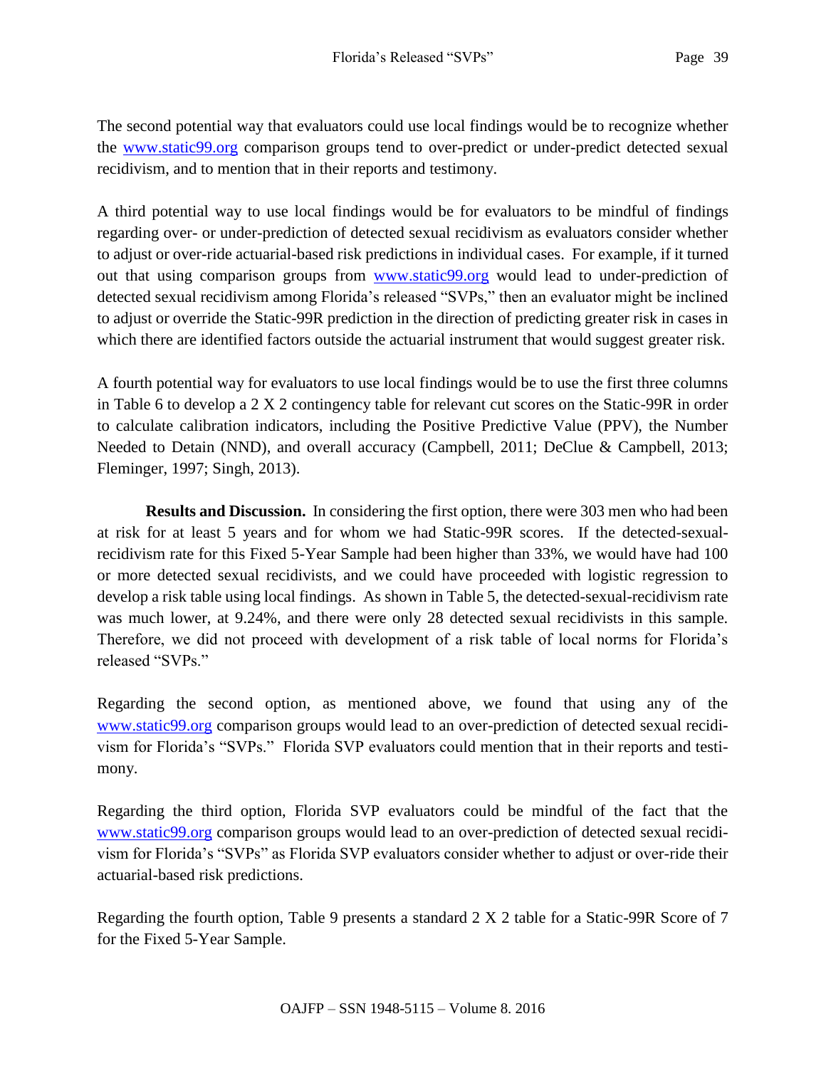The second potential way that evaluators could use local findings would be to recognize whether the www.static99.org comparison groups tend to over-predict or under-predict detected sexual recidivism, and to mention that in their reports and testimony.

A third potential way to use local findings would be for evaluators to be mindful of findings regarding over- or under-prediction of detected sexual recidivism as evaluators consider whether to adjust or over-ride actuarial-based risk predictions in individual cases. For example, if it turned out that using comparison groups from www.static99.org would lead to under-prediction of detected sexual recidivism among Florida's released "SVPs," then an evaluator might be inclined to adjust or override the Static-99R prediction in the direction of predicting greater risk in cases in which there are identified factors outside the actuarial instrument that would suggest greater risk.

A fourth potential way for evaluators to use local findings would be to use the first three columns in Table 6 to develop a 2 X 2 contingency table for relevant cut scores on the Static-99R in order to calculate calibration indicators, including the Positive Predictive Value (PPV), the Number Needed to Detain (NND), and overall accuracy (Campbell, 2011; DeClue & Campbell, 2013; Fleminger, 1997; Singh, 2013).

**Results and Discussion.** In considering the first option, there were 303 men who had been at risk for at least 5 years and for whom we had Static-99R scores. If the detected-sexual-recidivism rate for this Fixed 5-Year Sample had been higher than 33%, we would have had 100 or more detected sexual recidivists, and we could have proceeded with logistic regression to develop a risk table using local findings. As shown in Table 5, the detected-sexual-recidivism rate was much lower, at 9.24%, and there were only 28 detected sexual recidivists in this sample. Therefore, we did not proceed with development of a risk table of local norms for Florida's released "SVPs."

Regarding the second option, as mentioned above, we found that using any of the www.static99.org comparison groups would lead to an over-prediction of detected sexual recidivism for Florida's "SVPs." Florida SVP evaluators could mention that in their reports and testimony.

Regarding the third option, Florida SVP evaluators could be mindful of the fact that the www.static99.org comparison groups would lead to an over-prediction of detected sexual recidivism for Florida's "SVPs" as Florida SVP evaluators consider whether to adjust or over-ride their actuarial-based risk predictions.

Regarding the fourth option, Table 9 presents a standard 2 X 2 table for a Static-99R Score of 7 for the Fixed 5-Year Sample.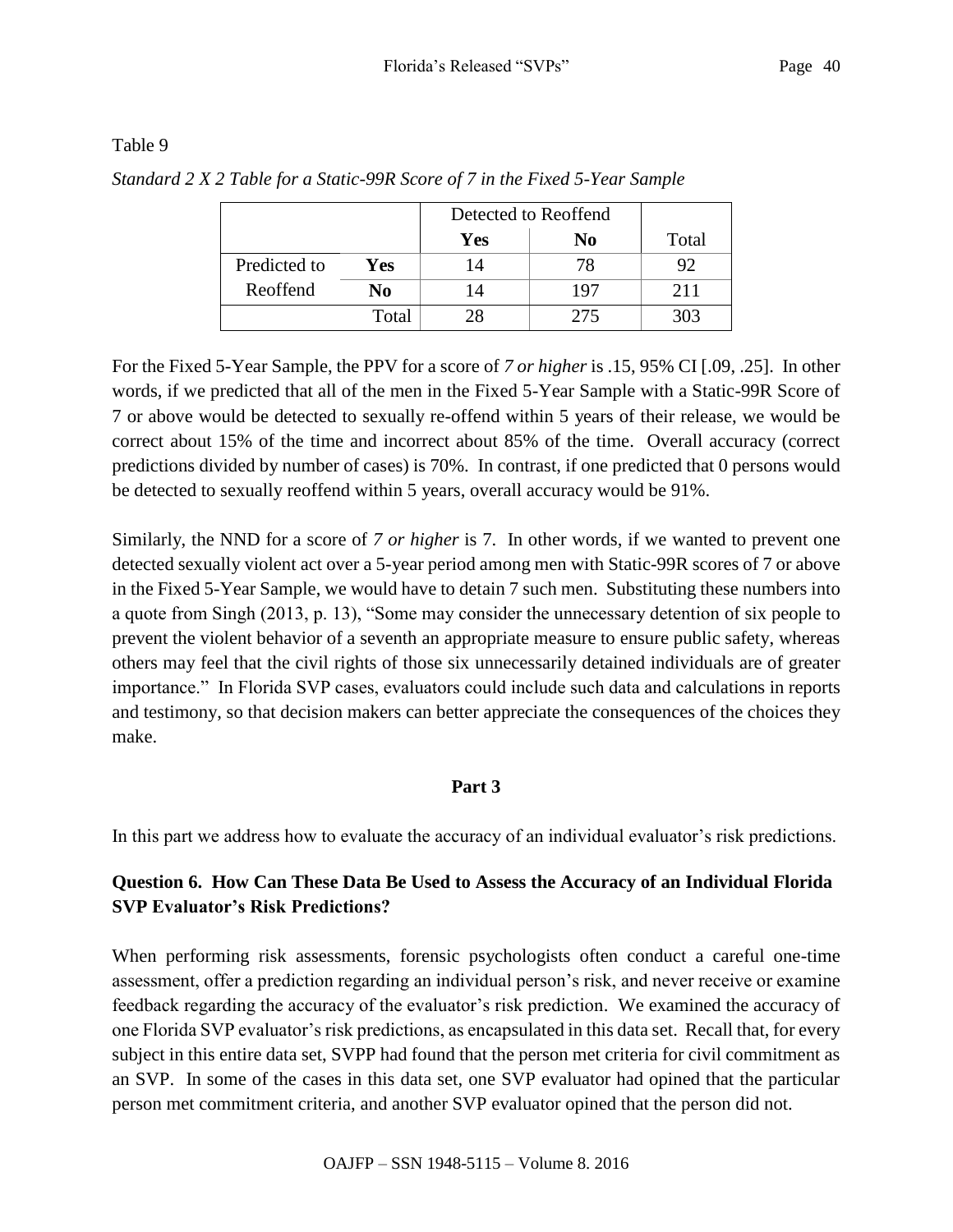Table 9

*Standard 2 X 2 Table for a Static-99R Score of 7 in the Fixed 5-Year Sample*

| | | Detected to Reoffend | | |
|---|---|---|---|---|
| | | **Yes** | **No** | Total |
| Predicted to Reoffend | **Yes** | 14 | 78 | 92 |
| | **No** | 14 | 197 | 211 |
| | Total | 28 | 275 | 303 |

For the Fixed 5-Year Sample, the PPV for a score of *7 or higher* is .15, 95% CI [.09, .25]. In other words, if we predicted that all of the men in the Fixed 5-Year Sample with a Static-99R Score of 7 or above would be detected to sexually re-offend within 5 years of their release, we would be correct about 15% of the time and incorrect about 85% of the time. Overall accuracy (correct predictions divided by number of cases) is 70%. In contrast, if one predicted that 0 persons would be detected to sexually reoffend within 5 years, overall accuracy would be 91%.

Similarly, the NND for a score of *7 or higher* is 7. In other words, if we wanted to prevent one detected sexually violent act over a 5-year period among men with Static-99R scores of 7 or above in the Fixed 5-Year Sample, we would have to detain 7 such men. Substituting these numbers into a quote from Singh (2013, p. 13), "Some may consider the unnecessary detention of six people to prevent the violent behavior of a seventh an appropriate measure to ensure public safety, whereas others may feel that the civil rights of those six unnecessarily detained individuals are of greater importance." In Florida SVP cases, evaluators could include such data and calculations in reports and testimony, so that decision makers can better appreciate the consequences of the choices they make.

## Part 3

In this part we address how to evaluate the accuracy of an individual evaluator's risk predictions.

### Question 6. How Can These Data Be Used to Assess the Accuracy of an Individual Florida SVP Evaluator's Risk Predictions?

When performing risk assessments, forensic psychologists often conduct a careful one-time assessment, offer a prediction regarding an individual person's risk, and never receive or examine feedback regarding the accuracy of the evaluator's risk prediction. We examined the accuracy of one Florida SVP evaluator's risk predictions, as encapsulated in this data set. Recall that, for every subject in this entire data set, SVPP had found that the person met criteria for civil commitment as an SVP. In some of the cases in this data set, one SVP evaluator had opined that the particular person met commitment criteria, and another SVP evaluator opined that the person did not.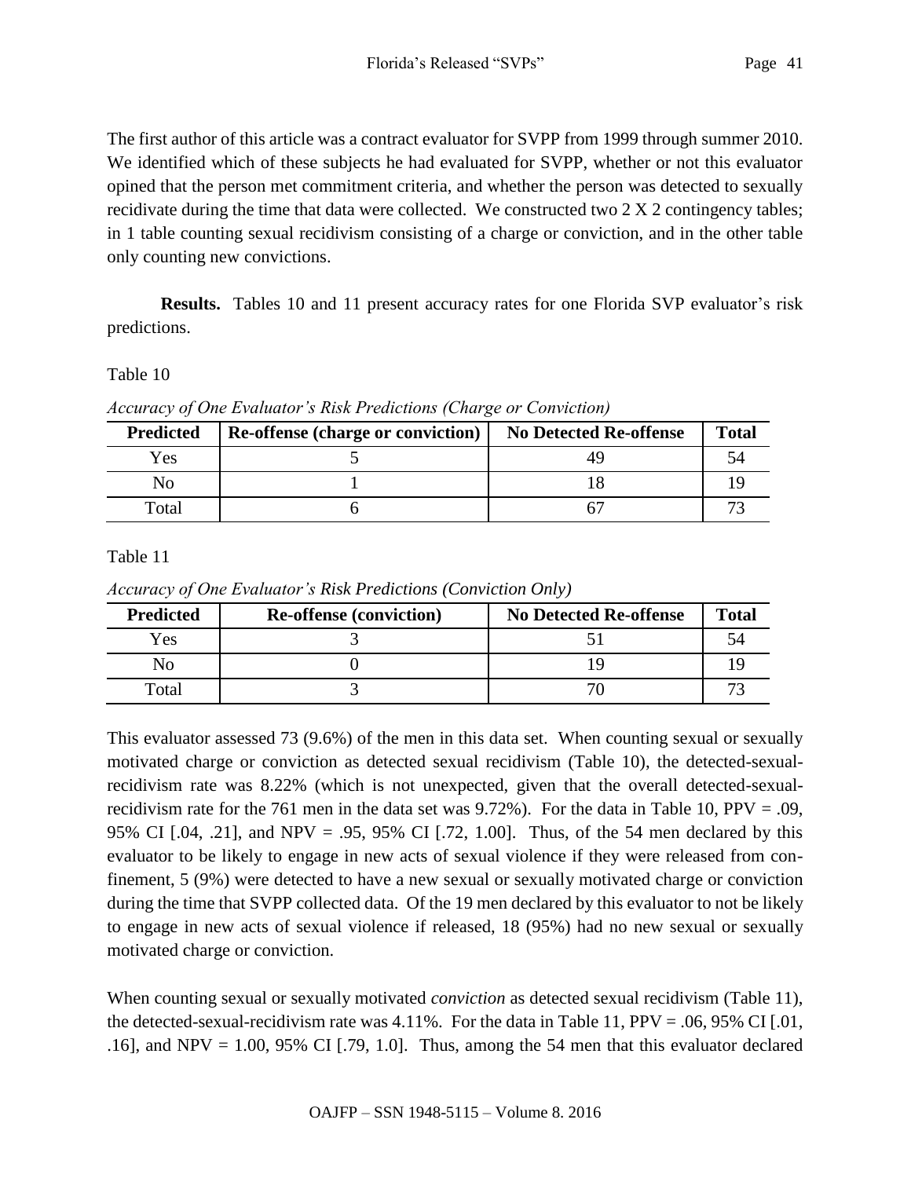The first author of this article was a contract evaluator for SVPP from 1999 through summer 2010. We identified which of these subjects he had evaluated for SVPP, whether or not this evaluator opined that the person met commitment criteria, and whether the person was detected to sexually recidivate during the time that data were collected. We constructed two 2 X 2 contingency tables; in 1 table counting sexual recidivism consisting of a charge or conviction, and in the other table only counting new convictions.

**Results.** Tables 10 and 11 present accuracy rates for one Florida SVP evaluator's risk predictions.

Table 10

*Accuracy of One Evaluator's Risk Predictions (Charge or Conviction)*

| Predicted | Re-offense (charge or conviction) | No Detected Re-offense | Total |
|---|---|---|---|
| Yes | 5 | 49 | 54 |
| No | 1 | 18 | 19 |
| Total | 6 | 67 | 73 |

Table 11

*Accuracy of One Evaluator's Risk Predictions (Conviction Only)*

| Predicted | Re-offense (conviction) | No Detected Re-offense | Total |
|---|---|---|---|
| Yes | 3 | 51 | 54 |
| No | 0 | 19 | 19 |
| Total | 3 | 70 | 73 |

This evaluator assessed 73 (9.6%) of the men in this data set. When counting sexual or sexually motivated charge or conviction as detected sexual recidivism (Table 10), the detected-sexual-recidivism rate was 8.22% (which is not unexpected, given that the overall detected-sexual-recidivism rate for the 761 men in the data set was 9.72%). For the data in Table 10, PPV = .09, 95% CI [.04, .21], and NPV = .95, 95% CI [.72, 1.00]. Thus, of the 54 men declared by this evaluator to be likely to engage in new acts of sexual violence if they were released from confinement, 5 (9%) were detected to have a new sexual or sexually motivated charge or conviction during the time that SVPP collected data. Of the 19 men declared by this evaluator to not be likely to engage in new acts of sexual violence if released, 18 (95%) had no new sexual or sexually motivated charge or conviction.

When counting sexual or sexually motivated *conviction* as detected sexual recidivism (Table 11), the detected-sexual-recidivism rate was 4.11%. For the data in Table 11, PPV = .06, 95% CI [.01, .16], and NPV = 1.00, 95% CI [.79, 1.0]. Thus, among the 54 men that this evaluator declared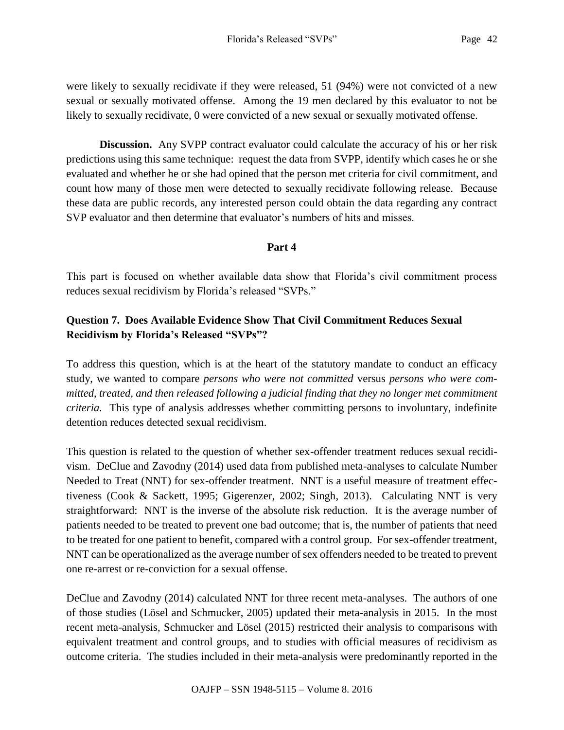were likely to sexually recidivate if they were released, 51 (94%) were not convicted of a new sexual or sexually motivated offense. Among the 19 men declared by this evaluator to not be likely to sexually recidivate, 0 were convicted of a new sexual or sexually motivated offense.

**Discussion.** Any SVPP contract evaluator could calculate the accuracy of his or her risk predictions using this same technique: request the data from SVPP, identify which cases he or she evaluated and whether he or she had opined that the person met criteria for civil commitment, and count how many of those men were detected to sexually recidivate following release. Because these data are public records, any interested person could obtain the data regarding any contract SVP evaluator and then determine that evaluator's numbers of hits and misses.

## Part 4

This part is focused on whether available data show that Florida's civil commitment process reduces sexual recidivism by Florida's released "SVPs."

### Question 7. Does Available Evidence Show That Civil Commitment Reduces Sexual Recidivism by Florida's Released "SVPs"?

To address this question, which is at the heart of the statutory mandate to conduct an efficacy study, we wanted to compare *persons who were not committed* versus *persons who were committed, treated, and then released following a judicial finding that they no longer met commitment criteria.* This type of analysis addresses whether committing persons to involuntary, indefinite detention reduces detected sexual recidivism.

This question is related to the question of whether sex-offender treatment reduces sexual recidivism. DeClue and Zavodny (2014) used data from published meta-analyses to calculate Number Needed to Treat (NNT) for sex-offender treatment. NNT is a useful measure of treatment effectiveness (Cook & Sackett, 1995; Gigerenzer, 2002; Singh, 2013). Calculating NNT is very straightforward: NNT is the inverse of the absolute risk reduction. It is the average number of patients needed to be treated to prevent one bad outcome; that is, the number of patients that need to be treated for one patient to benefit, compared with a control group. For sex-offender treatment, NNT can be operationalized as the average number of sex offenders needed to be treated to prevent one re-arrest or re-conviction for a sexual offense.

DeClue and Zavodny (2014) calculated NNT for three recent meta-analyses. The authors of one of those studies (Lösel and Schmucker, 2005) updated their meta-analysis in 2015. In the most recent meta-analysis, Schmucker and Lösel (2015) restricted their analysis to comparisons with equivalent treatment and control groups, and to studies with official measures of recidivism as outcome criteria. The studies included in their meta-analysis were predominantly reported in the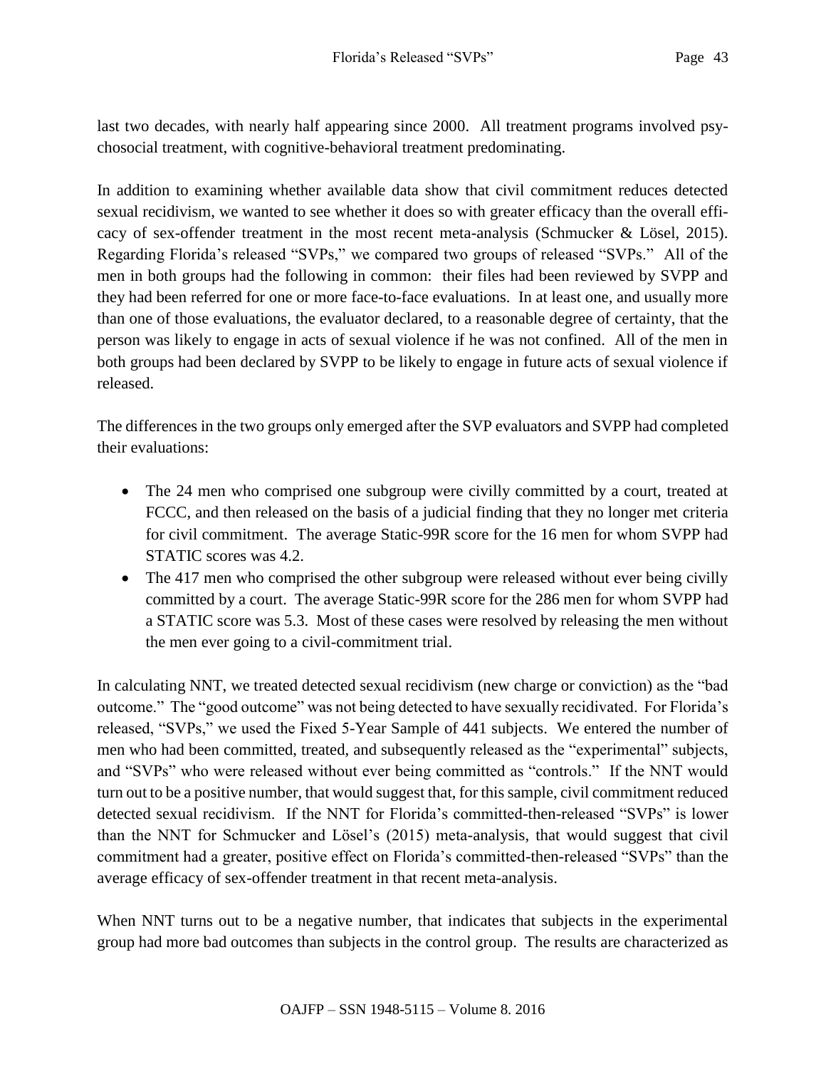last two decades, with nearly half appearing since 2000. All treatment programs involved psychosocial treatment, with cognitive-behavioral treatment predominating.

In addition to examining whether available data show that civil commitment reduces detected sexual recidivism, we wanted to see whether it does so with greater efficacy than the overall efficacy of sex-offender treatment in the most recent meta-analysis (Schmucker & Lösel, 2015). Regarding Florida's released "SVPs," we compared two groups of released "SVPs." All of the men in both groups had the following in common: their files had been reviewed by SVPP and they had been referred for one or more face-to-face evaluations. In at least one, and usually more than one of those evaluations, the evaluator declared, to a reasonable degree of certainty, that the person was likely to engage in acts of sexual violence if he was not confined. All of the men in both groups had been declared by SVPP to be likely to engage in future acts of sexual violence if released.

The differences in the two groups only emerged after the SVP evaluators and SVPP had completed their evaluations:

- The 24 men who comprised one subgroup were civilly committed by a court, treated at FCCC, and then released on the basis of a judicial finding that they no longer met criteria for civil commitment. The average Static-99R score for the 16 men for whom SVPP had STATIC scores was 4.2.
- The 417 men who comprised the other subgroup were released without ever being civilly committed by a court. The average Static-99R score for the 286 men for whom SVPP had a STATIC score was 5.3. Most of these cases were resolved by releasing the men without the men ever going to a civil-commitment trial.

In calculating NNT, we treated detected sexual recidivism (new charge or conviction) as the "bad outcome." The "good outcome" was not being detected to have sexually recidivated. For Florida's released, "SVPs," we used the Fixed 5-Year Sample of 441 subjects. We entered the number of men who had been committed, treated, and subsequently released as the "experimental" subjects, and "SVPs" who were released without ever being committed as "controls." If the NNT would turn out to be a positive number, that would suggest that, for this sample, civil commitment reduced detected sexual recidivism. If the NNT for Florida's committed-then-released "SVPs" is lower than the NNT for Schmucker and Lösel's (2015) meta-analysis, that would suggest that civil commitment had a greater, positive effect on Florida's committed-then-released "SVPs" than the average efficacy of sex-offender treatment in that recent meta-analysis.

When NNT turns out to be a negative number, that indicates that subjects in the experimental group had more bad outcomes than subjects in the control group. The results are characterized as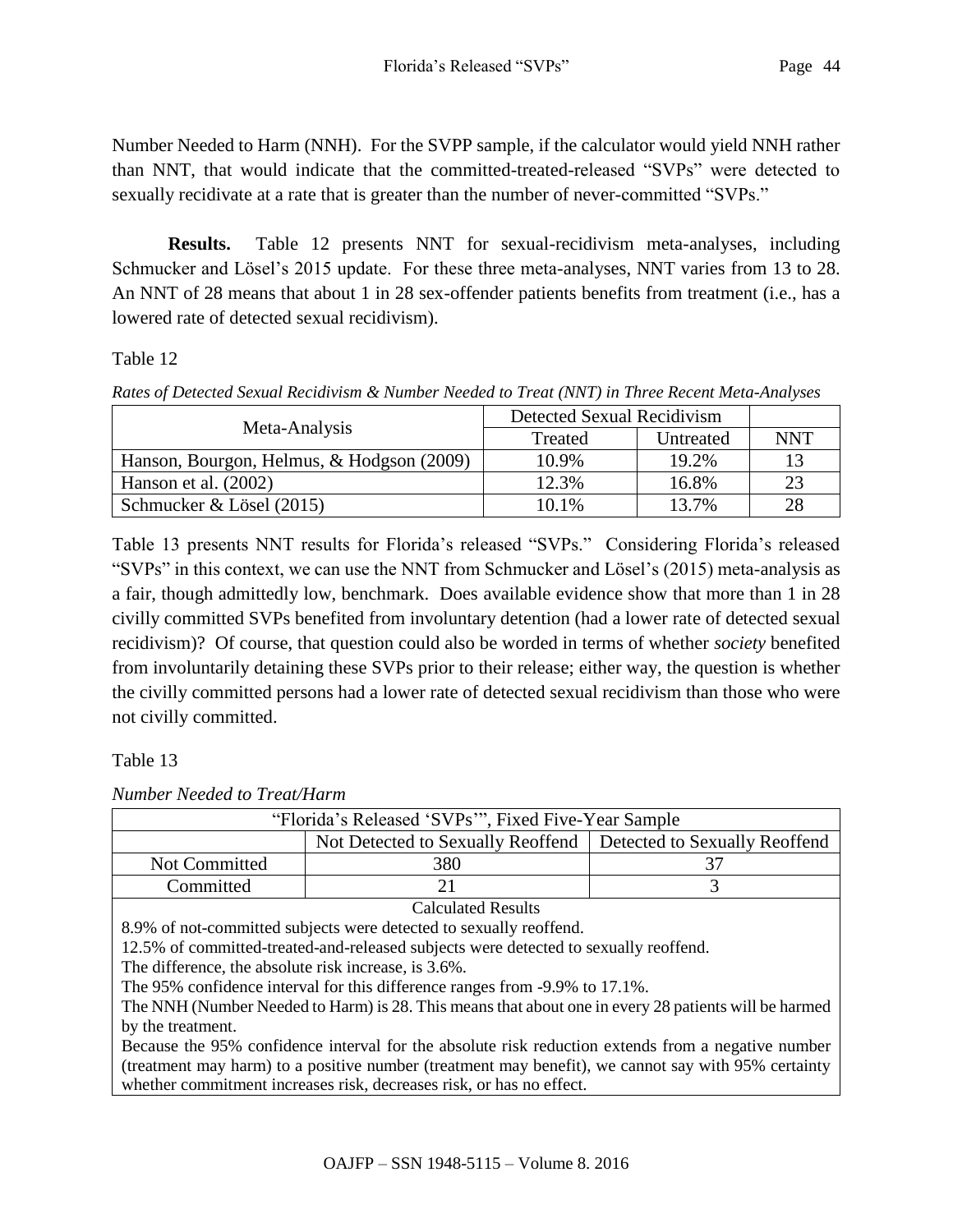Number Needed to Harm (NNH). For the SVPP sample, if the calculator would yield NNH rather than NNT, that would indicate that the committed-treated-released "SVPs" were detected to sexually recidivate at a rate that is greater than the number of never-committed "SVPs."

**Results.** Table 12 presents NNT for sexual-recidivism meta-analyses, including Schmucker and Lösel's 2015 update. For these three meta-analyses, NNT varies from 13 to 28. An NNT of 28 means that about 1 in 28 sex-offender patients benefits from treatment (i.e., has a lowered rate of detected sexual recidivism).

Table 12

*Rates of Detected Sexual Recidivism & Number Needed to Treat (NNT) in Three Recent Meta-Analyses*

| Meta-Analysis | Detected Sexual Recidivism | | |
|---|---|---|---|
| | Treated | Untreated | NNT |
| Hanson, Bourgon, Helmus, & Hodgson (2009) | 10.9% | 19.2% | 13 |
| Hanson et al. (2002) | 12.3% | 16.8% | 23 |
| Schmucker & Lösel (2015) | 10.1% | 13.7% | 28 |

Table 13 presents NNT results for Florida's released "SVPs." Considering Florida's released "SVPs" in this context, we can use the NNT from Schmucker and Lösel's (2015) meta-analysis as a fair, though admittedly low, benchmark. Does available evidence show that more than 1 in 28 civilly committed SVPs benefited from involuntary detention (had a lower rate of detected sexual recidivism)? Of course, that question could also be worded in terms of whether *society* benefited from involuntarily detaining these SVPs prior to their release; either way, the question is whether the civilly committed persons had a lower rate of detected sexual recidivism than those who were not civilly committed.

Table 13

*Number Needed to Treat/Harm*

| "Florida's Released 'SVPs'", Fixed Five-Year Sample | | |
|---|---|---|
| | Not Detected to Sexually Reoffend | Detected to Sexually Reoffend |
| Not Committed | 380 | 37 |
| Committed | 21 | 3 |

Calculated Results

8.9% of not-committed subjects were detected to sexually reoffend.

12.5% of committed-treated-and-released subjects were detected to sexually reoffend.

The difference, the absolute risk increase, is 3.6%.

The 95% confidence interval for this difference ranges from -9.9% to 17.1%.

The NNH (Number Needed to Harm) is 28. This means that about one in every 28 patients will be harmed by the treatment.

Because the 95% confidence interval for the absolute risk reduction extends from a negative number (treatment may harm) to a positive number (treatment may benefit), we cannot say with 95% certainty whether commitment increases risk, decreases risk, or has no effect.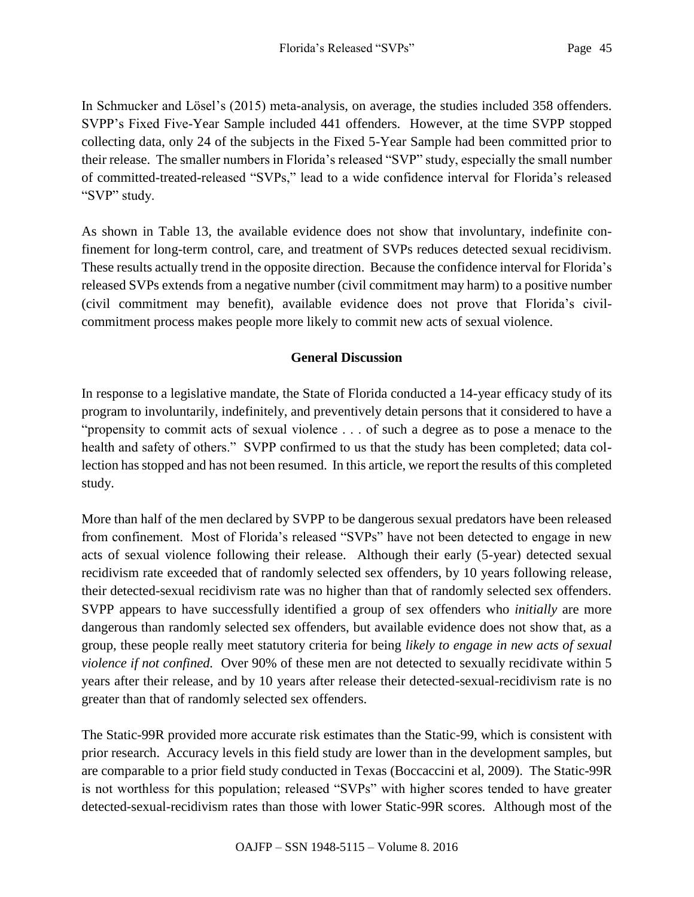In Schmucker and Lösel's (2015) meta-analysis, on average, the studies included 358 offenders. SVPP's Fixed Five-Year Sample included 441 offenders. However, at the time SVPP stopped collecting data, only 24 of the subjects in the Fixed 5-Year Sample had been committed prior to their release. The smaller numbers in Florida's released "SVP" study, especially the small number of committed-treated-released "SVPs," lead to a wide confidence interval for Florida's released "SVP" study.

As shown in Table 13, the available evidence does not show that involuntary, indefinite confinement for long-term control, care, and treatment of SVPs reduces detected sexual recidivism. These results actually trend in the opposite direction. Because the confidence interval for Florida's released SVPs extends from a negative number (civil commitment may harm) to a positive number (civil commitment may benefit), available evidence does not prove that Florida's civil-commitment process makes people more likely to commit new acts of sexual violence.

## General Discussion

In response to a legislative mandate, the State of Florida conducted a 14-year efficacy study of its program to involuntarily, indefinitely, and preventively detain persons that it considered to have a "propensity to commit acts of sexual violence . . . of such a degree as to pose a menace to the health and safety of others." SVPP confirmed to us that the study has been completed; data collection has stopped and has not been resumed. In this article, we report the results of this completed study.

More than half of the men declared by SVPP to be dangerous sexual predators have been released from confinement. Most of Florida's released "SVPs" have not been detected to engage in new acts of sexual violence following their release. Although their early (5-year) detected sexual recidivism rate exceeded that of randomly selected sex offenders, by 10 years following release, their detected-sexual recidivism rate was no higher than that of randomly selected sex offenders. SVPP appears to have successfully identified a group of sex offenders who *initially* are more dangerous than randomly selected sex offenders, but available evidence does not show that, as a group, these people really meet statutory criteria for being *likely to engage in new acts of sexual violence if not confined.* Over 90% of these men are not detected to sexually recidivate within 5 years after their release, and by 10 years after release their detected-sexual-recidivism rate is no greater than that of randomly selected sex offenders.

The Static-99R provided more accurate risk estimates than the Static-99, which is consistent with prior research. Accuracy levels in this field study are lower than in the development samples, but are comparable to a prior field study conducted in Texas (Boccaccini et al, 2009). The Static-99R is not worthless for this population; released "SVPs" with higher scores tended to have greater detected-sexual-recidivism rates than those with lower Static-99R scores. Although most of the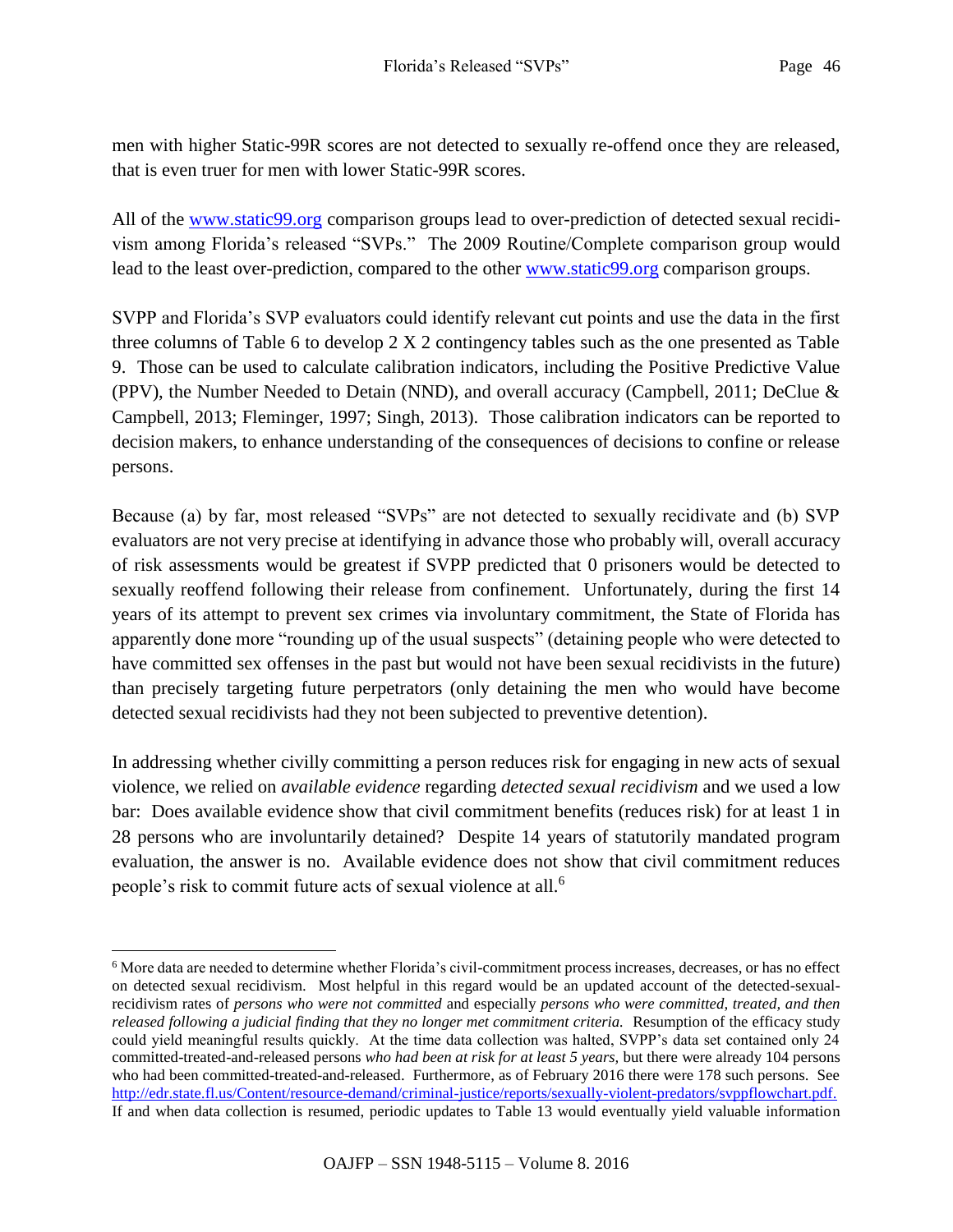men with higher Static-99R scores are not detected to sexually re-offend once they are released, that is even truer for men with lower Static-99R scores.

All of the [www.static99.org](http://www.static99.org) comparison groups lead to over-prediction of detected sexual recidivism among Florida's released "SVPs." The 2009 Routine/Complete comparison group would lead to the least over-prediction, compared to the other [www.static99.org](http://www.static99.org) comparison groups.

SVPP and Florida's SVP evaluators could identify relevant cut points and use the data in the first three columns of Table 6 to develop 2 X 2 contingency tables such as the one presented as Table 9. Those can be used to calculate calibration indicators, including the Positive Predictive Value (PPV), the Number Needed to Detain (NND), and overall accuracy (Campbell, 2011; DeClue & Campbell, 2013; Fleminger, 1997; Singh, 2013). Those calibration indicators can be reported to decision makers, to enhance understanding of the consequences of decisions to confine or release persons.

Because (a) by far, most released "SVPs" are not detected to sexually recidivate and (b) SVP evaluators are not very precise at identifying in advance those who probably will, overall accuracy of risk assessments would be greatest if SVPP predicted that 0 prisoners would be detected to sexually reoffend following their release from confinement. Unfortunately, during the first 14 years of its attempt to prevent sex crimes via involuntary commitment, the State of Florida has apparently done more "rounding up of the usual suspects" (detaining people who were detected to have committed sex offenses in the past but would not have been sexual recidivists in the future) than precisely targeting future perpetrators (only detaining the men who would have become detected sexual recidivists had they not been subjected to preventive detention).

In addressing whether civilly committing a person reduces risk for engaging in new acts of sexual violence, we relied on *available evidence* regarding *detected sexual recidivism* and we used a low bar: Does available evidence show that civil commitment benefits (reduces risk) for at least 1 in 28 persons who are involuntarily detained? Despite 14 years of statutorily mandated program evaluation, the answer is no. Available evidence does not show that civil commitment reduces people's risk to commit future acts of sexual violence at all.[6]

---

[6] More data are needed to determine whether Florida's civil-commitment process increases, decreases, or has no effect on detected sexual recidivism. Most helpful in this regard would be an updated account of the detected-sexual-recidivism rates of *persons who were not committed* and especially *persons who were committed, treated, and then released following a judicial finding that they no longer met commitment criteria.* Resumption of the efficacy study could yield meaningful results quickly. At the time data collection was halted, SVPP's data set contained only 24 committed-treated-and-released persons *who had been at risk for at least 5 years,* but there were already 104 persons who had been committed-treated-and-released. Furthermore, as of February 2016 there were 178 such persons. See [http://edr.state.fl.us/Content/resource-demand/criminal-justice/reports/sexually-violent-predators/svppflowchart.pdf.](http://edr.state.fl.us/Content/resource-demand/criminal-justice/reports/sexually-violent-predators/svppflowchart.pdf) If and when data collection is resumed, periodic updates to Table 13 would eventually yield valuable information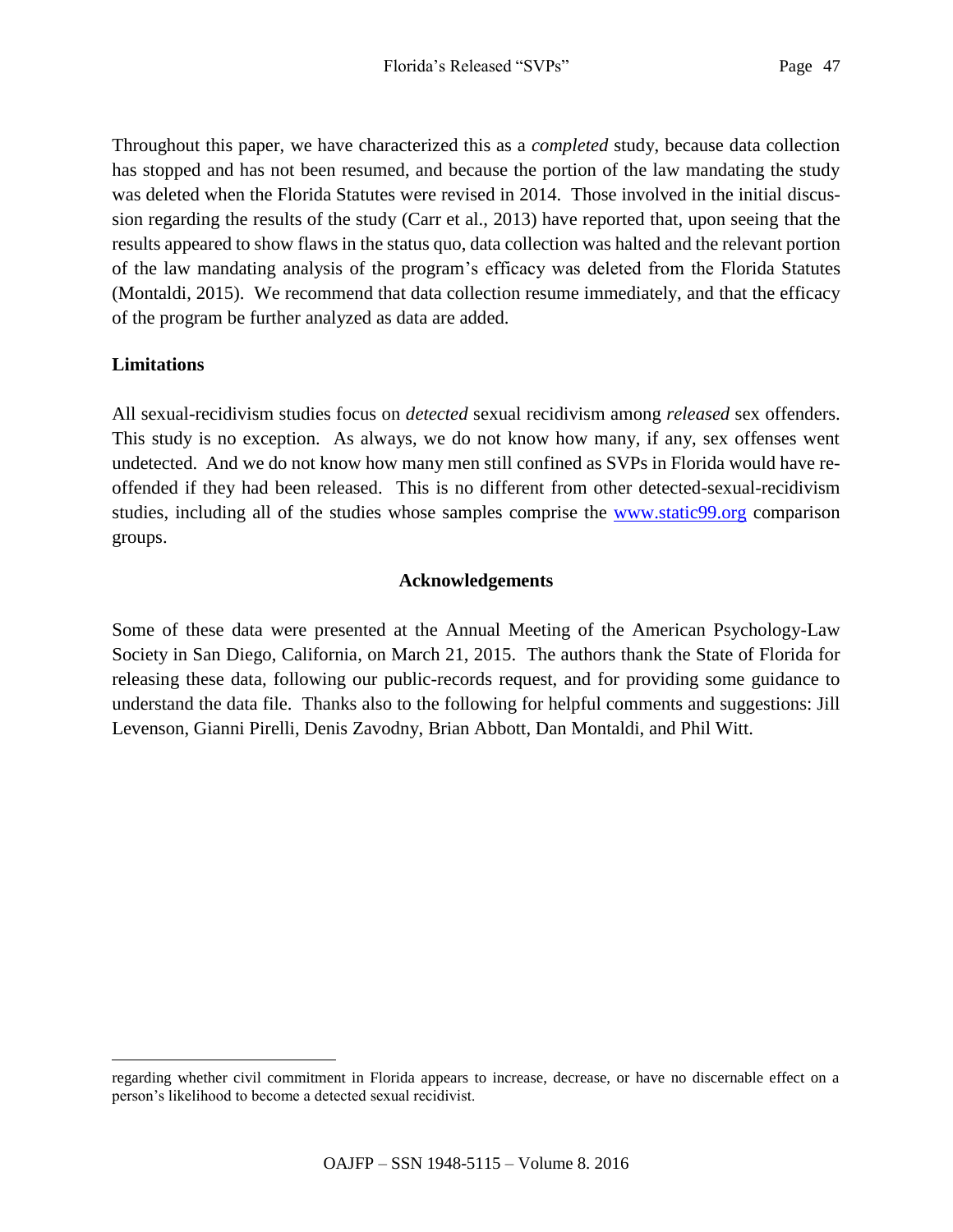Throughout this paper, we have characterized this as a *completed* study, because data collection has stopped and has not been resumed, and because the portion of the law mandating the study was deleted when the Florida Statutes were revised in 2014. Those involved in the initial discussion regarding the results of the study (Carr et al., 2013) have reported that, upon seeing that the results appeared to show flaws in the status quo, data collection was halted and the relevant portion of the law mandating analysis of the program's efficacy was deleted from the Florida Statutes (Montaldi, 2015). We recommend that data collection resume immediately, and that the efficacy of the program be further analyzed as data are added.

**Limitations**

All sexual-recidivism studies focus on *detected* sexual recidivism among *released* sex offenders. This study is no exception. As always, we do not know how many, if any, sex offenses went undetected. And we do not know how many men still confined as SVPs in Florida would have reoffended if they had been released. This is no different from other detected-sexual-recidivism studies, including all of the studies whose samples comprise the www.static99.org comparison groups.

## Acknowledgements

Some of these data were presented at the Annual Meeting of the American Psychology-Law Society in San Diego, California, on March 21, 2015. The authors thank the State of Florida for releasing these data, following our public-records request, and for providing some guidance to understand the data file. Thanks also to the following for helpful comments and suggestions: Jill Levenson, Gianni Pirelli, Denis Zavodny, Brian Abbott, Dan Montaldi, and Phil Witt.

---

regarding whether civil commitment in Florida appears to increase, decrease, or have no discernable effect on a person's likelihood to become a detected sexual recidivist.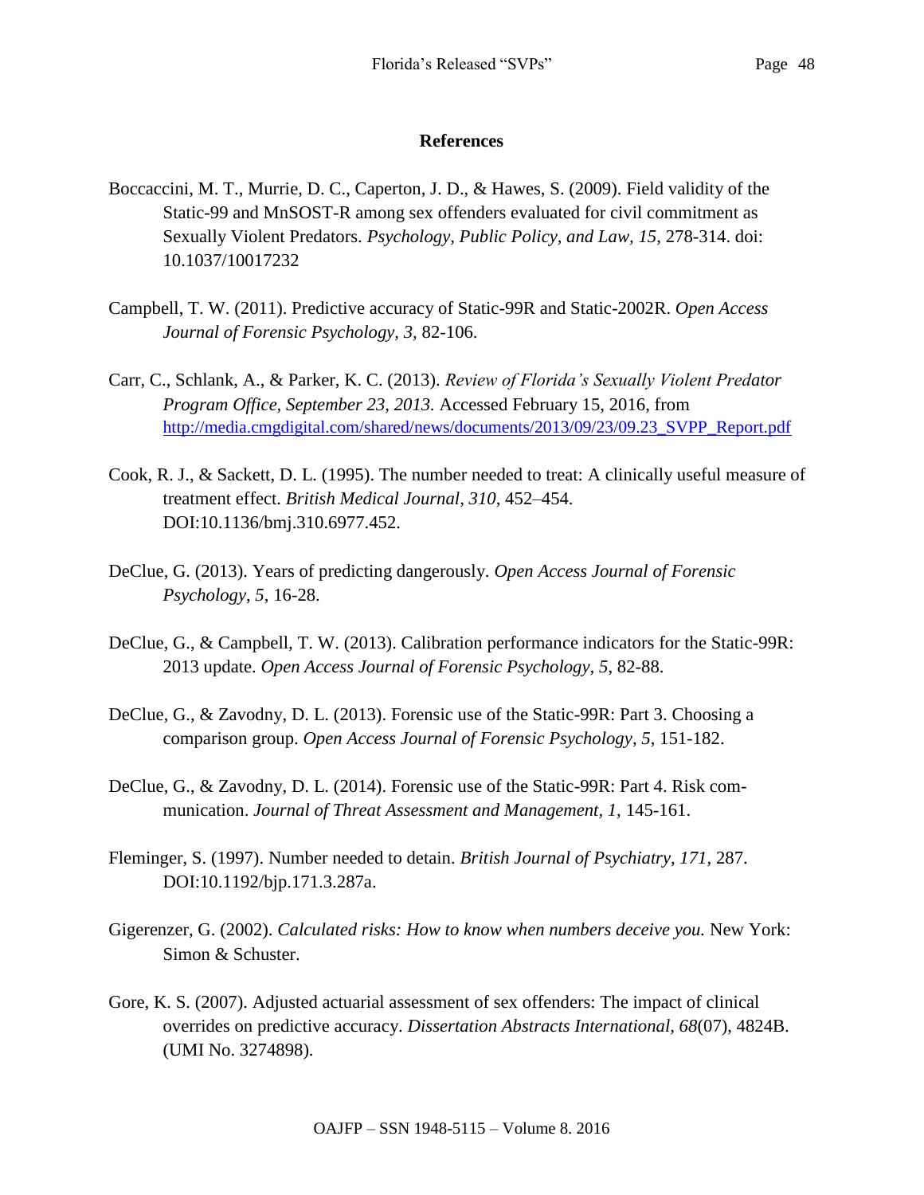## References

Boccaccini, M. T., Murrie, D. C., Caperton, J. D., & Hawes, S. (2009). Field validity of the Static-99 and MnSOST-R among sex offenders evaluated for civil commitment as Sexually Violent Predators. *Psychology, Public Policy, and Law, 15,* 278-314. doi: 10.1037/10017232

Campbell, T. W. (2011). Predictive accuracy of Static-99R and Static-2002R. *Open Access Journal of Forensic Psychology, 3,* 82-106.

Carr, C., Schlank, A., & Parker, K. C. (2013). *Review of Florida's Sexually Violent Predator Program Office, September 23, 2013.* Accessed February 15, 2016, from http://media.cmgdigital.com/shared/news/documents/2013/09/23/09.23_SVPP_Report.pdf

Cook, R. J., & Sackett, D. L. (1995). The number needed to treat: A clinically useful measure of treatment effect. *British Medical Journal, 310,* 452–454. DOI:10.1136/bmj.310.6977.452.

DeClue, G. (2013). Years of predicting dangerously. *Open Access Journal of Forensic Psychology*, *5*, 16-28.

DeClue, G., & Campbell, T. W. (2013). Calibration performance indicators for the Static-99R: 2013 update. *Open Access Journal of Forensic Psychology*, *5*, 82-88.

DeClue, G., & Zavodny, D. L. (2013). Forensic use of the Static-99R: Part 3. Choosing a comparison group. *Open Access Journal of Forensic Psychology*, *5*, 151-182.

DeClue, G., & Zavodny, D. L. (2014). Forensic use of the Static-99R: Part 4. Risk communication. *Journal of Threat Assessment and Management, 1,* 145-161.

Fleminger, S. (1997). Number needed to detain. *British Journal of Psychiatry, 171,* 287. DOI:10.1192/bjp.171.3.287a.

Gigerenzer, G. (2002). *Calculated risks: How to know when numbers deceive you.* New York: Simon & Schuster.

Gore, K. S. (2007). Adjusted actuarial assessment of sex offenders: The impact of clinical overrides on predictive accuracy. *Dissertation Abstracts International, 68*(07), 4824B. (UMI No. 3274898).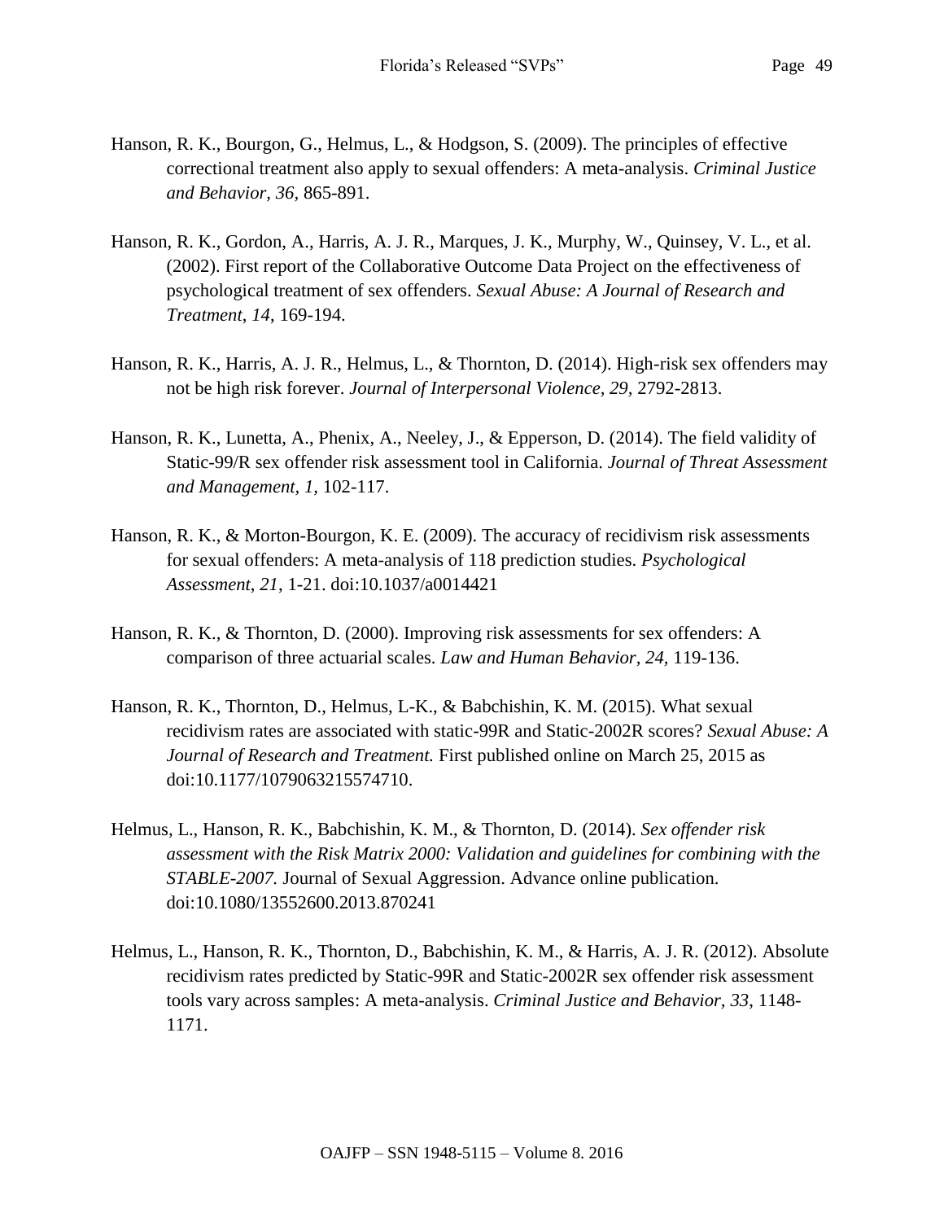Hanson, R. K., Bourgon, G., Helmus, L., & Hodgson, S. (2009). The principles of effective correctional treatment also apply to sexual offenders: A meta-analysis. *Criminal Justice and Behavior, 36,* 865-891.

Hanson, R. K., Gordon, A., Harris, A. J. R., Marques, J. K., Murphy, W., Quinsey, V. L., et al. (2002). First report of the Collaborative Outcome Data Project on the effectiveness of psychological treatment of sex offenders. *Sexual Abuse: A Journal of Research and Treatment*, *14*, 169-194.

Hanson, R. K., Harris, A. J. R., Helmus, L., & Thornton, D. (2014). High-risk sex offenders may not be high risk forever. *Journal of Interpersonal Violence, 29,* 2792-2813.

Hanson, R. K., Lunetta, A., Phenix, A., Neeley, J., & Epperson, D. (2014). The field validity of Static-99/R sex offender risk assessment tool in California. *Journal of Threat Assessment and Management, 1,* 102-117.

Hanson, R. K., & Morton-Bourgon, K. E. (2009). The accuracy of recidivism risk assessments for sexual offenders: A meta-analysis of 118 prediction studies. *Psychological Assessment*, *21*, 1-21. doi:10.1037/a0014421

Hanson, R. K., & Thornton, D. (2000). Improving risk assessments for sex offenders: A comparison of three actuarial scales. *Law and Human Behavior, 24,* 119-136.

Hanson, R. K., Thornton, D., Helmus, L-K., & Babchishin, K. M. (2015). What sexual recidivism rates are associated with static-99R and Static-2002R scores? *Sexual Abuse: A Journal of Research and Treatment.* First published online on March 25, 2015 as doi:10.1177/1079063215574710.

Helmus, L., Hanson, R. K., Babchishin, K. M., & Thornton, D. (2014). *Sex offender risk assessment with the Risk Matrix 2000: Validation and guidelines for combining with the STABLE-2007.* Journal of Sexual Aggression. Advance online publication. doi:10.1080/13552600.2013.870241

Helmus, L., Hanson, R. K., Thornton, D., Babchishin, K. M., & Harris, A. J. R. (2012). Absolute recidivism rates predicted by Static-99R and Static-2002R sex offender risk assessment tools vary across samples: A meta-analysis. *Criminal Justice and Behavior, 33*, 1148-1171.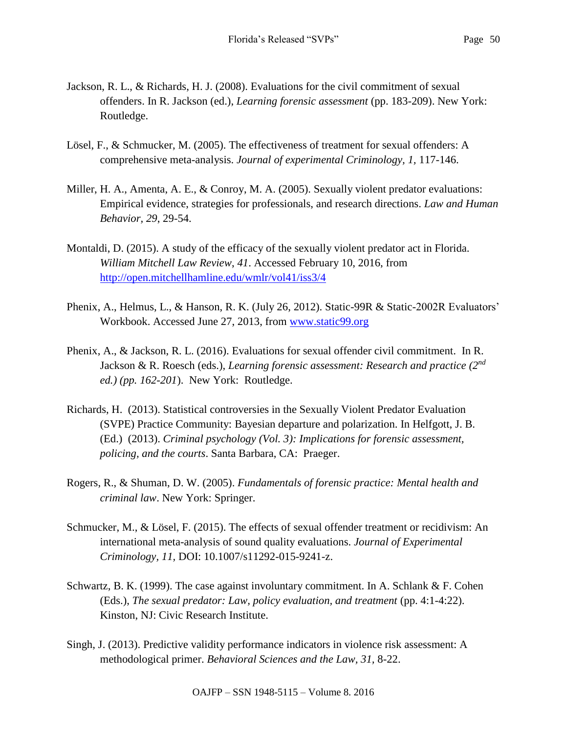Jackson, R. L., & Richards, H. J. (2008). Evaluations for the civil commitment of sexual offenders. In R. Jackson (ed.), *Learning forensic assessment* (pp. 183-209). New York: Routledge.

Lösel, F., & Schmucker, M. (2005). The effectiveness of treatment for sexual offenders: A comprehensive meta-analysis. *Journal of experimental Criminology, 1*, 117-146.

Miller, H. A., Amenta, A. E., & Conroy, M. A. (2005). Sexually violent predator evaluations: Empirical evidence, strategies for professionals, and research directions. *Law and Human Behavior, 29*, 29-54.

Montaldi, D. (2015). A study of the efficacy of the sexually violent predator act in Florida. *William Mitchell Law Review, 41*. Accessed February 10, 2016, from http://open.mitchellhamline.edu/wmlr/vol41/iss3/4

Phenix, A., Helmus, L., & Hanson, R. K. (July 26, 2012). Static-99R & Static-2002R Evaluators' Workbook. Accessed June 27, 2013, from www.static99.org

Phenix, A., & Jackson, R. L. (2016). Evaluations for sexual offender civil commitment. In R. Jackson & R. Roesch (eds.), *Learning forensic assessment: Research and practice (2nd ed.) (pp. 162-201*). New York: Routledge.

Richards, H. (2013). Statistical controversies in the Sexually Violent Predator Evaluation (SVPE) Practice Community: Bayesian departure and polarization. In Helfgott, J. B. (Ed.) (2013). *Criminal psychology (Vol. 3): Implications for forensic assessment, policing, and the courts*. Santa Barbara, CA: Praeger.

Rogers, R., & Shuman, D. W. (2005). *Fundamentals of forensic practice: Mental health and criminal law*. New York: Springer.

Schmucker, M., & Lösel, F. (2015). The effects of sexual offender treatment or recidivism: An international meta-analysis of sound quality evaluations. *Journal of Experimental Criminology, 11*, DOI: 10.1007/s11292-015-9241-z.

Schwartz, B. K. (1999). The case against involuntary commitment. In A. Schlank & F. Cohen (Eds.), *The sexual predator: Law, policy evaluation, and treatment* (pp. 4:1-4:22). Kinston, NJ: Civic Research Institute.

Singh, J. (2013). Predictive validity performance indicators in violence risk assessment: A methodological primer. *Behavioral Sciences and the Law, 31*, 8-22.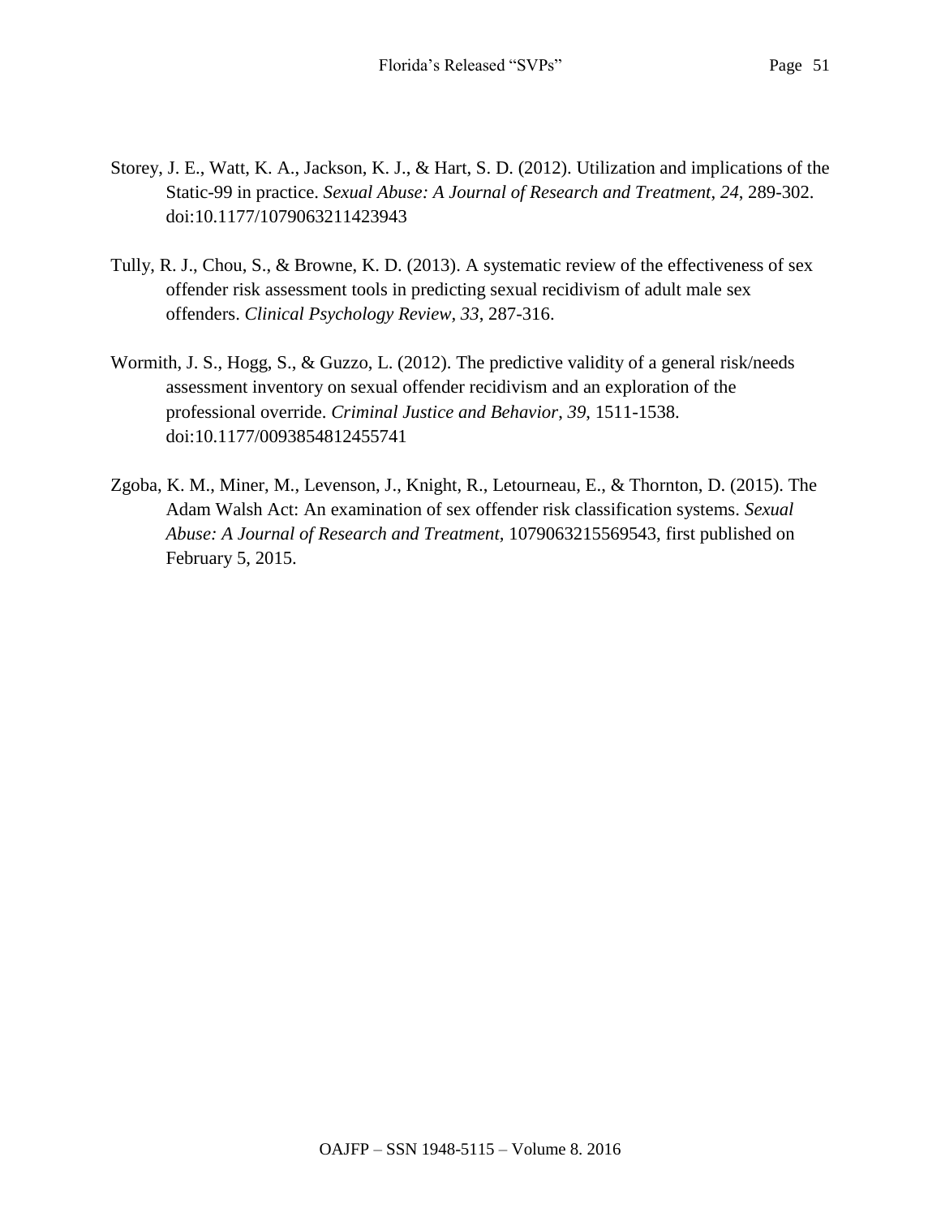Storey, J. E., Watt, K. A., Jackson, K. J., & Hart, S. D. (2012). Utilization and implications of the Static-99 in practice. *Sexual Abuse: A Journal of Research and Treatment*, *24*, 289-302. doi:10.1177/1079063211423943

Tully, R. J., Chou, S., & Browne, K. D. (2013). A systematic review of the effectiveness of sex offender risk assessment tools in predicting sexual recidivism of adult male sex offenders. *Clinical Psychology Review, 33*, 287-316.

Wormith, J. S., Hogg, S., & Guzzo, L. (2012). The predictive validity of a general risk/needs assessment inventory on sexual offender recidivism and an exploration of the professional override. *Criminal Justice and Behavior*, *39*, 1511-1538. doi:10.1177/0093854812455741

Zgoba, K. M., Miner, M., Levenson, J., Knight, R., Letourneau, E., & Thornton, D. (2015). The Adam Walsh Act: An examination of sex offender risk classification systems. *Sexual Abuse: A Journal of Research and Treatment,* 1079063215569543, first published on February 5, 2015.